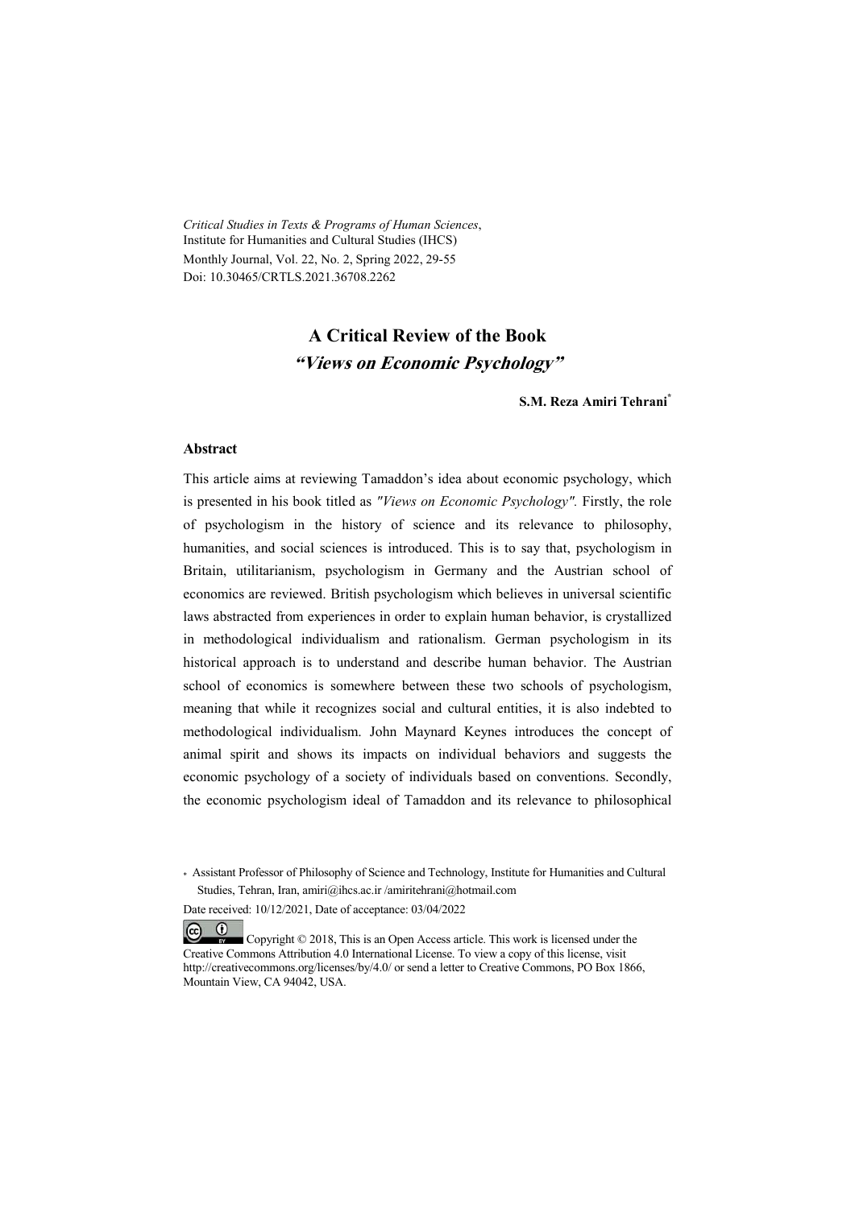*Critical Studies in Texts & Programs of Human Sciences*,
Institute for Humanities and Cultural Studies (IHCS)
Monthly Journal, Vol. 22, No. 2, Spring 2022, 29-55
Doi: 10.30465/CRTLS.2021.36708.2262

# A Critical Review of the Book
## *"Views on Economic Psychology"*

**S.M. Reza Amiri Tehrani***

### Abstract

This article aims at reviewing Tamaddon's idea about economic psychology, which is presented in his book titled as *"Views on Economic Psychology"*. Firstly, the role of psychologism in the history of science and its relevance to philosophy, humanities, and social sciences is introduced. This is to say that, psychologism in Britain, utilitarianism, psychologism in Germany and the Austrian school of economics are reviewed. British psychologism which believes in universal scientific laws abstracted from experiences in order to explain human behavior, is crystallized in methodological individualism and rationalism. German psychologism in its historical approach is to understand and describe human behavior. The Austrian school of economics is somewhere between these two schools of psychologism, meaning that while it recognizes social and cultural entities, it is also indebted to methodological individualism. John Maynard Keynes introduces the concept of animal spirit and shows its impacts on individual behaviors and suggests the economic psychology of a society of individuals based on conventions. Secondly, the economic psychologism ideal of Tamaddon and its relevance to philosophical

\* Assistant Professor of Philosophy of Science and Technology, Institute for Humanities and Cultural Studies, Tehran, Iran, amiri@ihcs.ac.ir /amiritehrani@hotmail.com

Date received: 10/12/2021, Date of acceptance: 03/04/2022

Copyright © 2018, This is an Open Access article. This work is licensed under the Creative Commons Attribution 4.0 International License. To view a copy of this license, visit http://creativecommons.org/licenses/by/4.0/ or send a letter to Creative Commons, PO Box 1866, Mountain View, CA 94042, USA.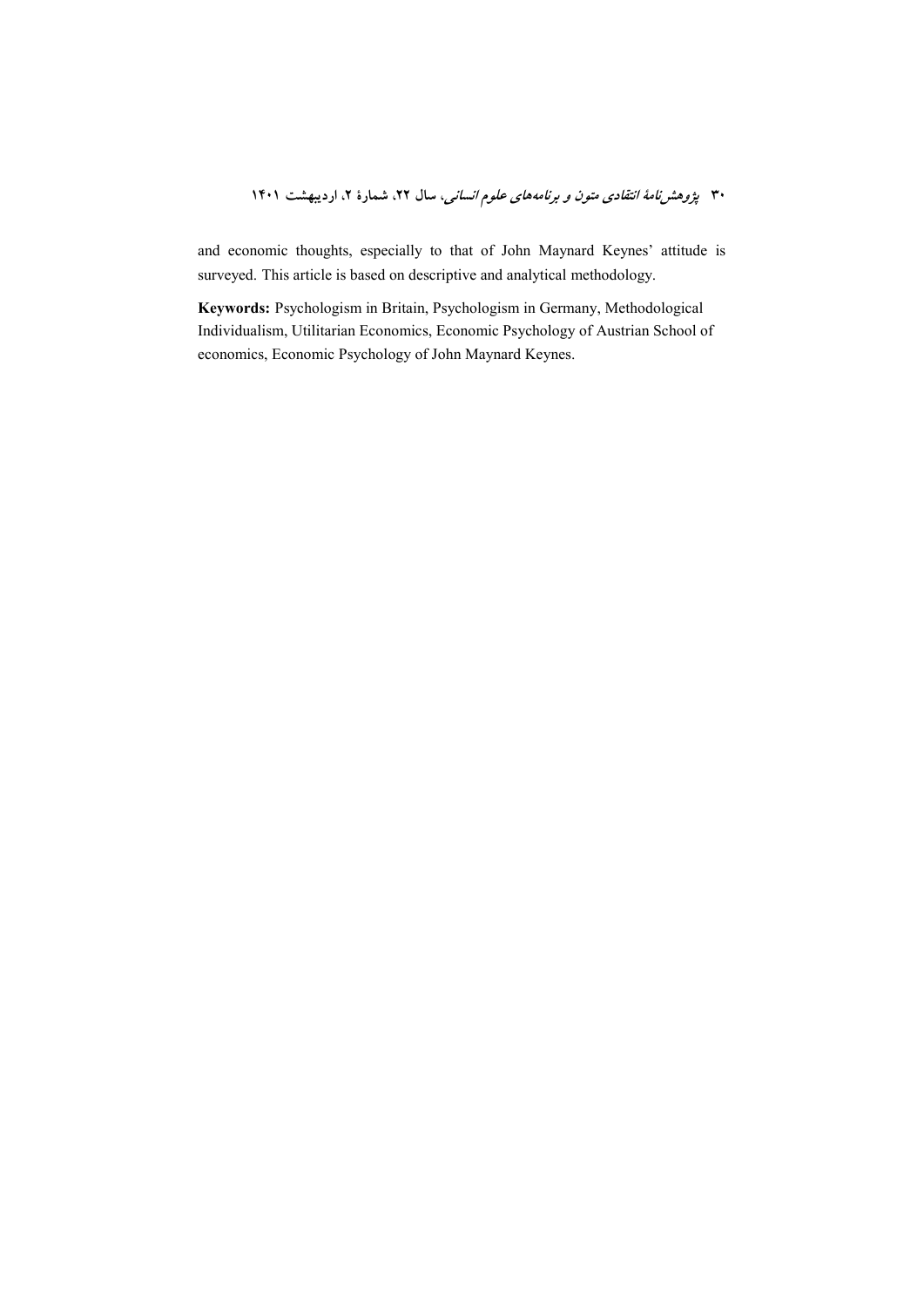and economic thoughts, especially to that of John Maynard Keynes' attitude is surveyed. This article is based on descriptive and analytical methodology.

**Keywords:** Psychologism in Britain, Psychologism in Germany, Methodological Individualism, Utilitarian Economics, Economic Psychology of Austrian School of economics, Economic Psychology of John Maynard Keynes.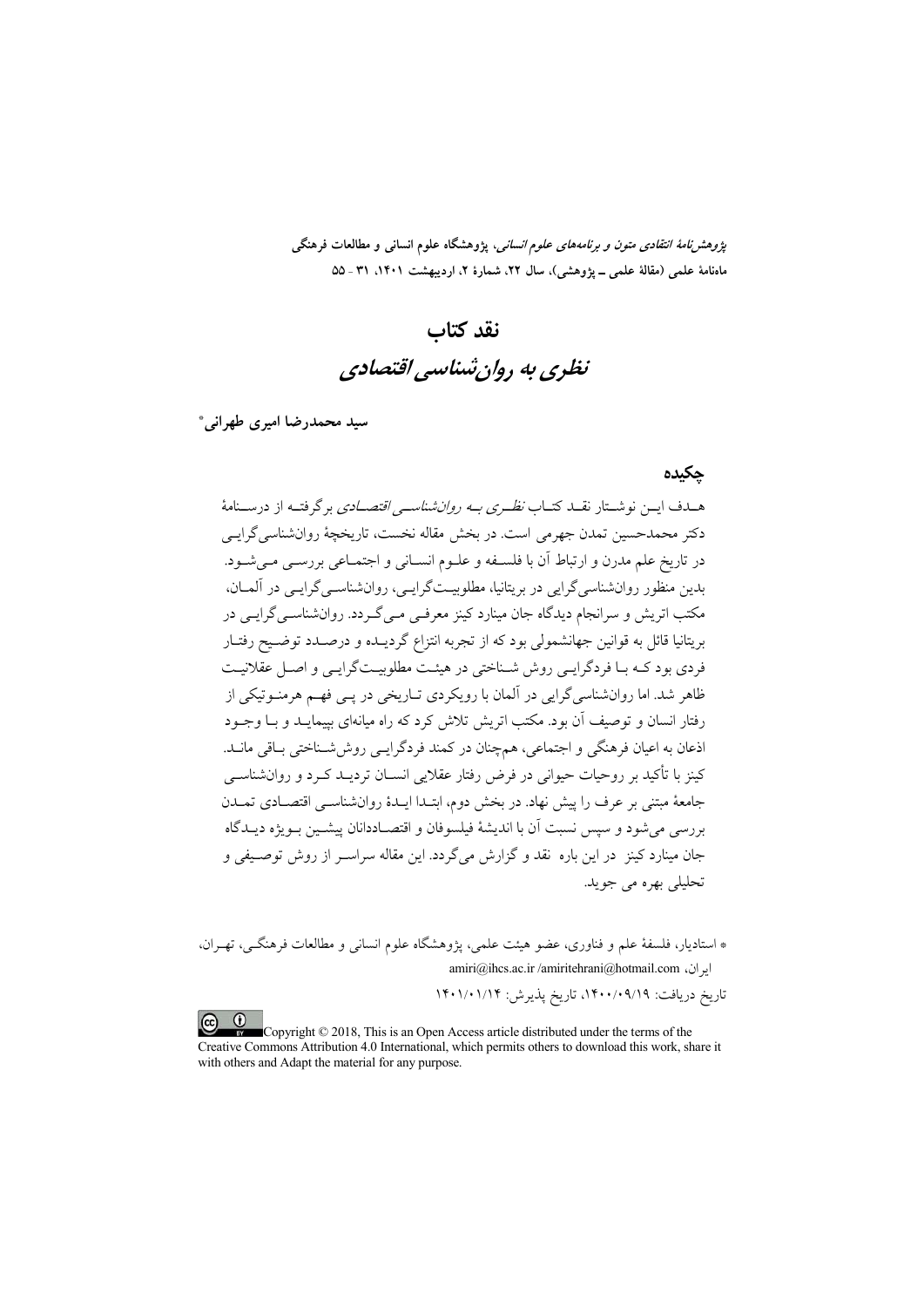*پژوهش‌نامهٔ انتقادی متون و برنامه‌های علوم انسانی*، پژوهشگاه علوم انسانی و مطالعات فرهنگی
ماه‌نامهٔ علمی (مقالهٔ علمی ـ پژوهشی)، سال ۲۲، شمارهٔ ۲، اردیبهشت ۱۴۰۱، ۳۱ - ۵۵

# نقد کتاب
# *نظری به روان‌شناسی اقتصادی*

**سید محمدرضا امیری طهرانی***

## چکیده

هدف این نوشتار نقد کتاب *نظری به روان‌شناسی اقتصادی* برگرفته از درسنامهٔ دکتر محمدحسین تمدن جهرمی است. در بخش مقاله نخست، تاریخچهٔ روان‌شناسی‌گرایی در تاریخ علم مدرن و ارتباط آن با فلسفه و علوم انسانی و اجتماعی بررسی می‌شود. بدین منظور روان‌شناسی‌گرایی در بریتانیا، مطلوبیت‌گرایی، روان‌شناسی‌گرایی در آلمان، مکتب اتریش و سرانجام دیدگاه جان مینارد کینز معرفی می‌گردد. روان‌شناسی‌گرایی در بریتانیا قائل به قوانین جهانشمولی بود که از تجربه انتزاع گردیده و درصدد توضیح رفتار فردی بود که با فردگرایی روش شناختی در هیئت مطلوبیت‌گرایی و اصل عقلانیت ظاهر شد. اما روان‌شناسی‌گرایی در آلمان با رویکردی تاریخی در پی فهم هرمنوتیکی از رفتار انسان و توصیف آن بود. مکتب اتریش تلاش کرد که راه میانه‌ای بپیماید و با وجود اذعان به اعیان فرهنگی و اجتماعی، هم‌چنان در کمند فردگرایی روش‌شناختی باقی ماند. کینز با تأکید بر روحیات حیوانی در فرض رفتار عقلایی انسان تردید کرد و روان‌شناسی جامعهٔ مبتنی بر عرف را پیش نهاد. در بخش دوم، ابتدا ایدهٔ روان‌شناسی اقتصادی تمدن بررسی می‌شود و سپس نسبت آن با اندیشهٔ فیلسوفان و اقتصاددانان پیشین بویژه دیدگاه جان مینارد کینز در این باره نقد و گزارش می‌گردد. این مقاله سراسر از روش توصیفی و تحلیلی بهره می جوید.

* استادیار، فلسفهٔ علم و فناوری، عضو هیئت علمی، پژوهشگاه علوم انسانی و مطالعات فرهنگی، تهران، ایران، amiri@ihcs.ac.ir /amiritehrani@hotmail.com

تاریخ دریافت: ۱۴۰۰/۰۹/۱۹، تاریخ پذیرش: ۱۴۰۱/۰۱/۱۴

Copyright © 2018, This is an Open Access article distributed under the terms of the Creative Commons Attribution 4.0 International, which permits others to download this work, share it with others and Adapt the material for any purpose.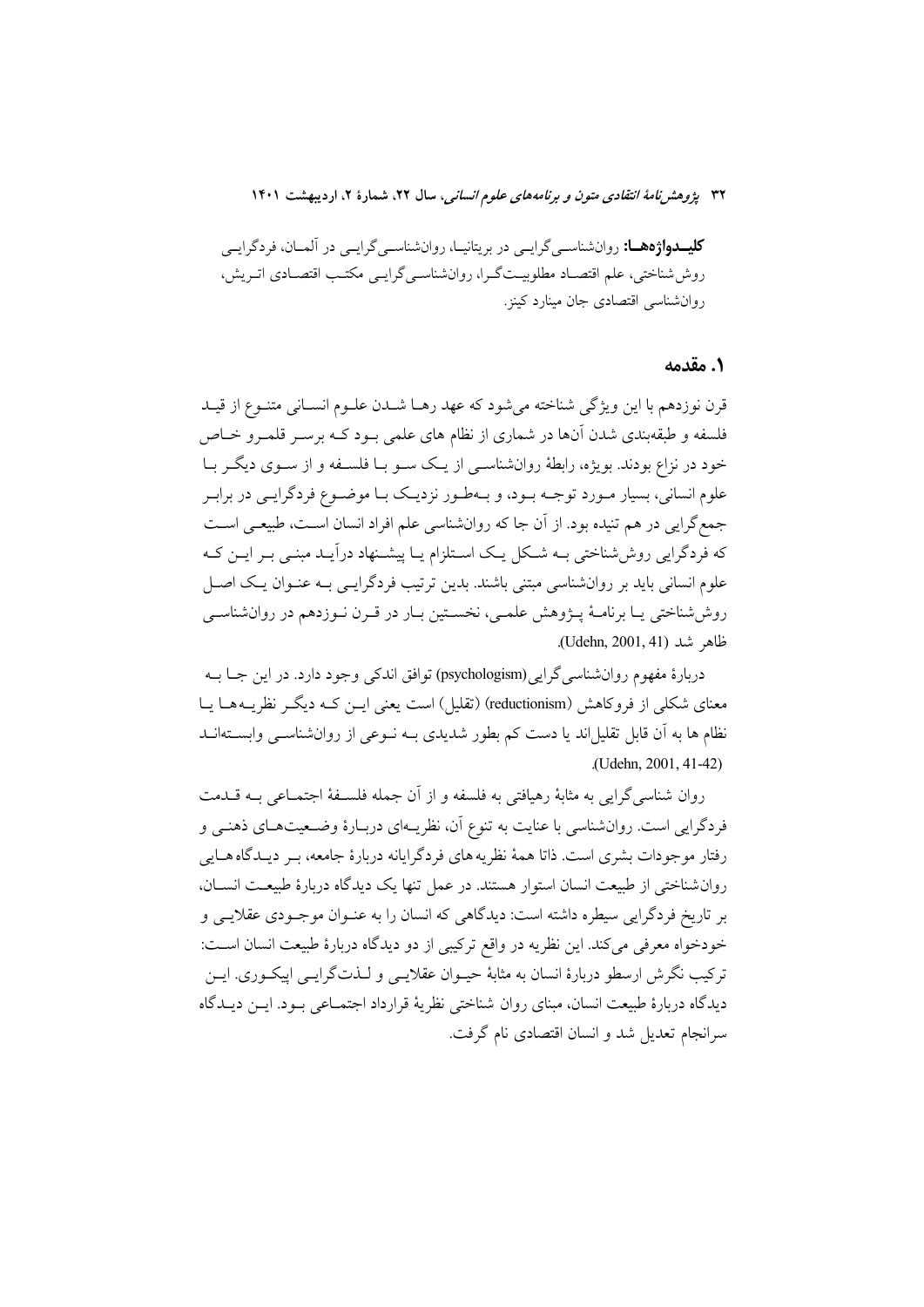**کلیدواژه‌ها:** روان‌شناسی‌گرایی در بریتانیا، روان‌شناسی‌گرایی در آلمان، فردگرایی روش‌شناختی، علم اقتصاد مطلوبیت‌گرا، روان‌شناسی‌گرایی مکتب اقتصادی اتریش، روان‌شناسی اقتصادی جان مینارد کینز.

## ۱. مقدمه

قرن نوزدهم با این ویژگی شناخته می‌شود که عهد رها شدن علوم انسانی متنوع از قید فلسفه و طبقه‌بندی شدن آن‌ها در شماری از نظام های علمی بود که برسر قلمرو خاص خود در نزاع بودند. بویژه، رابطهٔ روان‌شناسی از یک سو با فلسفه و از سوی دیگر با علوم انسانی، بسیار مورد توجه بود، و به‌طور نزدیک با موضوع فردگرایی در برابر جمع‌گرایی در هم تنیده بود. از آن جا که روان‌شناسی علم افراد انسان است، طبیعی است که فردگرایی روش‌شناختی به شکل یک استلزام یا پیشنهاد درآید مبنی بر این که علوم انسانی باید بر روان‌شناسی مبتنی باشند. بدین ترتیب فردگرایی به عنوان یک اصل روش‌شناختی یا برنامهٔ پژوهش علمی، نخستین بار در قرن نوزدهم در روان‌شناسی ظاهر شد (Udehn, 2001, 41).

دربارهٔ مفهوم روان‌شناسی‌گرایی(psychologism) توافق اندکی وجود دارد. در این جا به معنای شکلی از فروکاهش (reductionism) (تقلیل) است یعنی این که دیگر نظریه‌ها یا نظام ها به آن قابل تقلیل‌اند یا دست کم بطور شدیدی به نوعی از روان‌شناسی وابسته‌اند (Udehn, 2001, 41-42).

روان شناسی‌گرایی به مثابهٔ رهیافتی به فلسفه و از آن جمله فلسفهٔ اجتماعی به قدمت فردگرایی است. روان‌شناسی با عنایت به تنوع آن، نظریه‌ای دربارهٔ وضعیت‌های ذهنی و رفتار موجودات بشری است. ذاتا همهٔ نظریه‌های فردگرایانه دربارهٔ جامعه، بر دیدگاه‌هایی روان‌شناختی از طبیعت انسان استوار هستند. در عمل تنها یک دیدگاه دربارهٔ طبیعت انسان، بر تاریخ فردگرایی سیطره داشته است: دیدگاهی که انسان را به عنوان موجودی عقلایی و خودخواه معرفی می‌کند. این نظریه در واقع ترکیبی از دو دیدگاه دربارهٔ طبیعت انسان است: ترکیب نگرش ارسطو دربارهٔ انسان به مثابهٔ حیوان عقلایی و لذت‌گرایی اپیکوری. این دیدگاه دربارهٔ طبیعت انسان، مبنای روان شناختی نظریهٔ قرارداد اجتماعی بود. این دیدگاه سرانجام تعدیل شد و انسان اقتصادی نام گرفت.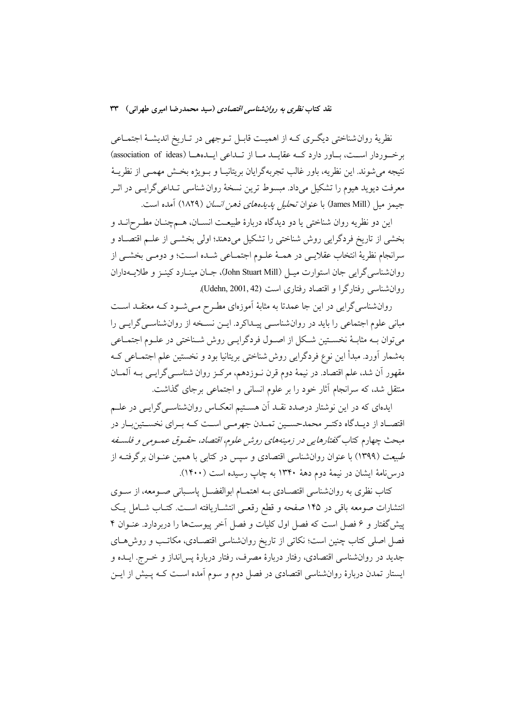نظریهٔ روان‌شناختی دیگری که از اهمیت قابل توجهی در تاریخ اندیشهٔ اجتماعی برخوردار است، باور دارد که عقاید ما از تداعی ایده‌ها (association of ideas) نتیجه می‌شوند. این نظریه، باور غالب تجربه‌گرایان بریتانیا و بویژه بخش مهمی از نظریهٔ معرفت دیوید هیوم را تشکیل می‌داد. مبسوط ترین نسخهٔ روان شناسی تداعی‌گرایی در اثر جیمز میل (James Mill) با عنوان *تحلیل پدیده‌های ذهن انسان* (۱۸۲۹) آمده است.

این دو نظریه روان شناختی یا دو دیدگاه دربارهٔ طبیعت انسان، هم‌چنان مطرحاند و بخشی از تاریخ فردگرایی روش شناختی را تشکیل می‌دهند؛ اولی بخشی از علم اقتصاد و سرانجام نظریهٔ انتخاب عقلایی در همهٔ علوم اجتماعی شده است؛ و دومی بخشی از روان‌شناسی‌گرایی جان استوارت میل (John Stuart Mill)، جان مینارد کینز و طلایه‌داران روان‌شناسی رفتارگرا و اقتصاد رفتاری است (Udehn, 2001, 42).

روان‌شناسی‌گرایی در این جا عمدتا به مثابهٔ آموزه‌ای مطرح می‌شود که معتقد است مبانی علوم اجتماعی را باید در روان‌شناسی پیداکرد. این نسخه از روان‌شناسی‌گرایی را می‌توان به مثابهٔ نخستین شکل از اصول فردگرایی روش شناختی در علوم اجتماعی به‌شمار آورد. مبدأ این نوع فردگرایی روش‌شناختی بریتانیا بود و نخستین علم اجتماعی که مقهور آن شد، علم اقتصاد. در نیمهٔ دوم قرن نوزدهم، مرکز روان شناسی‌گرایی به آلمان منتقل شد، که سرانجام آثار خود را بر علوم انسانی و اجتماعی برجای گذاشت.

ایده‌ای که در این نوشتار درصدد نقد آن هستیم انعکاس روان‌شناسی‌گرایی در علم اقتصاد از دیدگاه دکتر محمدحسین تمدن جهرمی است که برای نخستین‌بار در مبحث چهارم کتاب *گفتارهایی در زمینه‌های روش علوم، اقتصاد، حقوق عمومی و فلسفه طبیعت* (۱۳۹۹) با عنوان روان‌شناسی اقتصادی و سپس در کتابی با همین عنوان برگرفته از درس‌نامهٔ ایشان در نیمهٔ دوم دههٔ ۱۳۴۰ به چاپ رسیده است (۱۴۰۰).

کتاب نظری به روان‌شناسی اقتصادی به اهتمام ابوالفضل پاسبانی صومعه، از سوی انتشارات صومعه باقی در ۱۴۵ صفحه و قطع رقعی انتشاریافته است. کتاب شامل یک پیش‌گفتار و ۶ فصل است که فصل اول کلیات و فصل آخر پیوست‌ها را دربردارد. عنوان ۴ فصل اصلی کتاب چنین است؛ نکاتی از تاریخ روان‌شناسی اقتصادی، مکاتب و روش‌های جدید در روان‌شناسی اقتصادی، رفتار دربارهٔ مصرف، رفتار دربارهٔ پس‌انداز و خرج. ایده و ایستار تمدن دربارهٔ روان‌شناسی اقتصادی در فصل دوم و سوم آمده است که پیش از این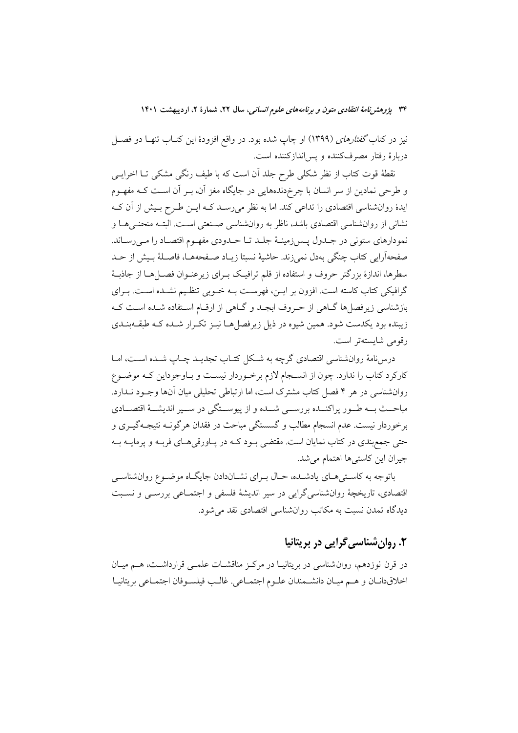نیز در کتاب *گفتارهای* (۱۳۹۹) او چاپ شده بود. در واقع افزودهٔ این کتاب تنها دو فصل دربارهٔ رفتار مصرف‌کننده و پس‌اندازکننده است.

نقطهٔ قوت کتاب از نظر شکلی طرح جلد آن است که با طیف رنگی مشکی تا اخرایی و طرحی نمادین از سر انسان با چرخ‌دنده‌هایی در جایگاه مغز آن، بر آن است که مفهوم ایدهٔ روان‌شناسی اقتصادی را تداعی کند. اما به نظر می‌رسد که این طرح بیش از آن که نشانی از روان‌شناسی اقتصادی باشد، ناظر به روان‌شناسی صنعتی است. البته منحنی‌ها و نمودارهای ستونی در جدول پس‌زمینهٔ جلد تا حدودی مفهوم اقتصاد را می‌رساند. صفحه‌آرایی کتاب چنگی به‌دل نمی‌زند. حاشیهٔ نسبتا زیاد صفحه‌ها، فاصلهٔ بیش از حد سطرها، اندازهٔ بزرگتر حروف و استفاده از قلم ترافیک برای زیرعنوان فصل‌ها از جاذبهٔ گرافیکی کتاب کاسته است. افزون بر این، فهرست به خوبی تنظیم نشده است. برای بازشناسی زیرفصل‌ها گاهی از حروف ابجد و گاهی از ارقام استفاده شده است که زیبنده بود یکدست شود. همین شیوه در ذیل زیرفصل‌ها نیز تکرار شده که طبقه‌بندی رقومی شایسته‌تر است.

درس‌نامهٔ روان‌شناسی اقتصادی گرچه به شکل کتاب تجدید چاپ شده است، اما کارکرد کتاب را ندارد. چون از انسجام لازم برخوردار نیست و باوجوداین که موضوع روان‌شناسی در هر ۴ فصل کتاب مشترک است، اما ارتباطی تحلیلی میان آنها وجود ندارد. مباحث به طور پراکنده بررسی شده و از پیوستگی در سیر اندیشهٔ اقتصادی برخوردار نیست. عدم انسجام مطالب و گسستگی مباحث در فقدان هرگونه نتیجه‌گیری و حتی جمع‌بندی در کتاب نمایان است. مقتضی بود که در پاورقی‌های فربه و پرمایه به جبران این کاستی‌ها اهتمام می‌شد.

باتوجه به کاستی‌های یادشده، حال برای نشان‌دادن جایگاه موضوع روان‌شناسی اقتصادی، تاریخچهٔ روان‌شناسی‌گرایی در سیر اندیشهٔ فلسفی و اجتماعی بررسی و نسبت دیدگاه تمدن نسبت به مکاتب روان‌شناسی اقتصادی نقد می‌شود.

## ۲. روان‌شناسی‌گرایی در بریتانیا

در قرن نوزدهم، روان‌شناسی در بریتانیا در مرکز مناقشات علمی قرارداشت، هم میان اخلاق‌دانان و هم میان دانشمندان علوم اجتماعی. غالب فیلسوفان اجتماعی بریتانیا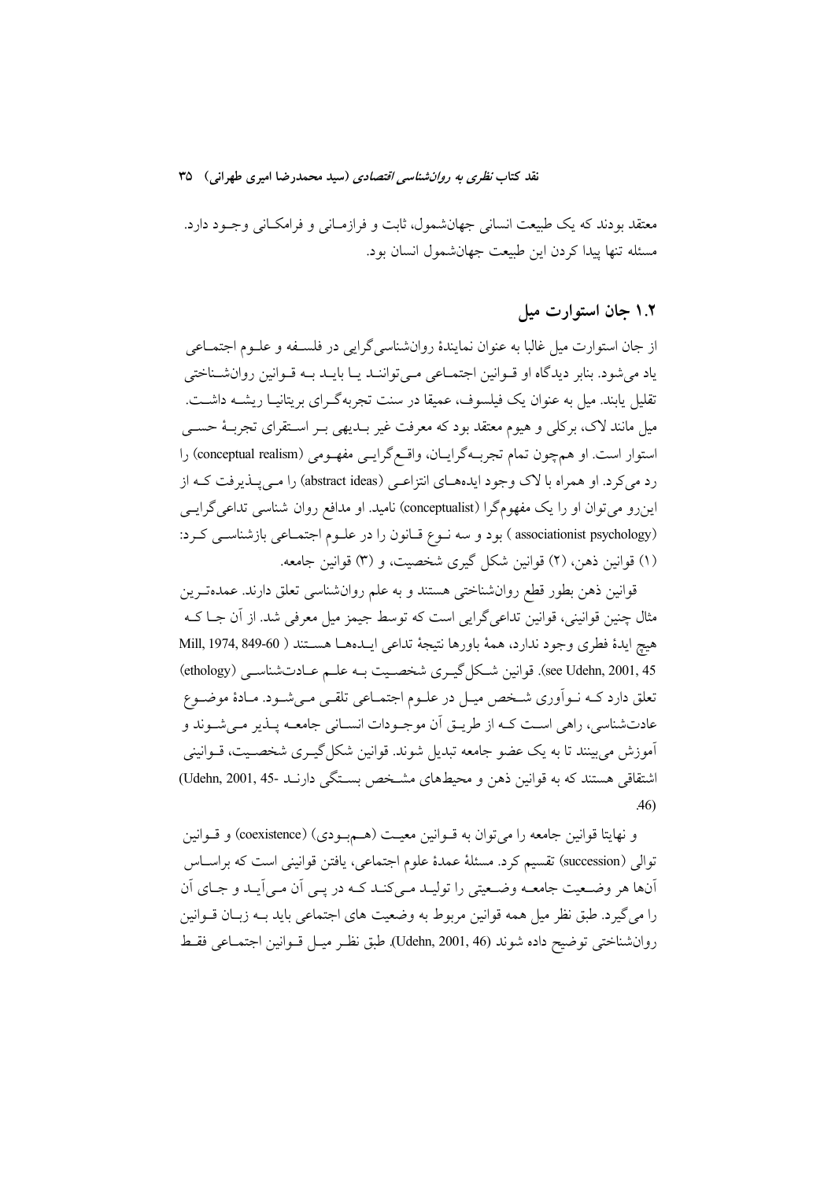معتقد بودند که یک طبیعت انسانی جهان‌شمول، ثابت و فرازمانی و فرامکانی وجود دارد. مسئله تنها پیدا کردن این طبیعت جهان‌شمول انسان بود.

## ۱.۲ جان استوارت میل

از جان استوارت میل غالبا به عنوان نمایندهٔ روان‌شناسی‌گرایی در فلسفه و علوم اجتماعی یاد می‌شود. بنابر دیدگاه او قوانین اجتماعی می‌توانند یا باید به قوانین روان‌شناختی تقلیل یابند. میل به عنوان یک فیلسوف، عمیقا در سنت تجربه‌گرای بریتانیا ریشه داشت. میل مانند لاک، برکلی و هیوم معتقد بود که معرفت غیر بدیهی بر استقرای تجربهٔ حسی استوار است. او هم‌چون تمام تجربه‌گرایان، واقع‌گرایی مفهومی (conceptual realism) را رد می‌کرد. او همراه با لاک وجود ایده‌های انتزاعی (abstract ideas) را می‌پذیرفت که از این‌رو می‌توان او را یک مفهوم‌گرا (conceptualist) نامید. او مدافع روان شناسی تداعی‌گرایی (associationist psychology ) بود و سه نوع قانون را در علوم اجتماعی بازشناسی کرد: (۱) قوانین ذهن، (۲) قوانین شکل گیری شخصیت، و (۳) قوانین جامعه.

قوانین ذهن بطور قطع روان‌شناختی هستند و به علم روان‌شناسی تعلق دارند. عمده‌ترین مثال چنین قوانینی، قوانین تداعی‌گرایی است که توسط جیمز میل معرفی شد. از آن جا که هیچ ایدهٔ فطری وجود ندارد، همهٔ باورها نتیجهٔ تداعی ایده‌ها هستند ( Mill, 1974, 849-60 see Udehn, 2001, 45). قوانین شکل‌گیری شخصیت به علم عادت‌شناسی (ethology) تعلق دارد که نوآوری شخص میل در علوم اجتماعی تلقی می‌شود. مادهٔ موضوع عادت‌شناسی، راهی است که از طریق آن موجودات انسانی جامعه پذیر می‌شوند و آموزش می‌بینند تا به یک عضو جامعه تبدیل شوند. قوانین شکل‌گیری شخصیت، قوانینی اشتقاقی هستند که به قوانین ذهن و محیط‌های مشخص بستگی دارند (Udehn, 2001, 45-46).

و نهایتا قوانین جامعه را می‌توان به قوانین معیت (هم‌بودی) (coexistence) و قوانین توالی (succession) تقسیم کرد. مسئلهٔ عمدهٔ علوم اجتماعی، یافتن قوانینی است که براساس آن‌ها هر وضعیت جامعه وضعیتی را تولید می‌کند که در پی آن می‌آید و جای آن را می‌گیرد. طبق نظر میل همه قوانین مربوط به وضعیت های اجتماعی باید به زبان قوانین روان‌شناختی توضیح داده شوند (Udehn, 2001, 46). طبق نظر میل قوانین اجتماعی فقط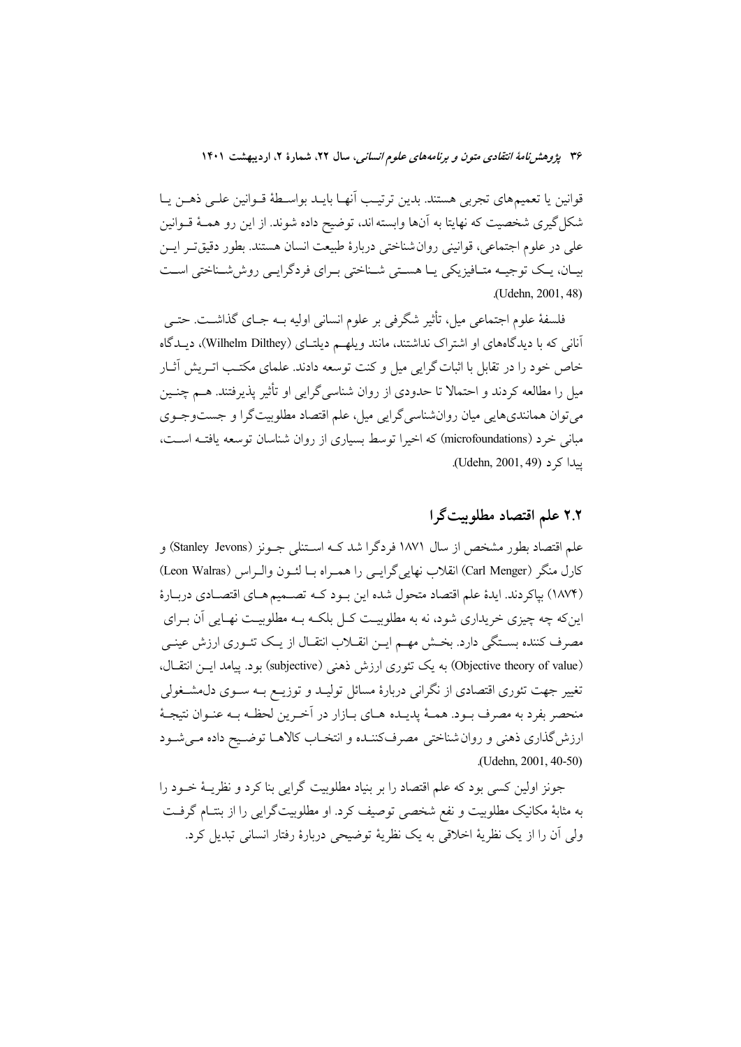قوانین یا تعمیم‌های تجربی هستند. بدین ترتیب آنها باید بواسطهٔ قوانین علی ذهن یا شکل‌گیری شخصیت که نهایتا به آن‌ها وابسته‌اند، توضیح داده شوند. از این رو همهٔ قوانین علی در علوم اجتماعی، قوانینی روان‌شناختی دربارهٔ طبیعت انسان هستند. بطور دقیق‌تر این بیان، یک توجیه متافیزیکی یا هستی شناختی برای فردگرایی روش‌شناختی است (Udehn, 2001, 48).

فلسفهٔ علوم اجتماعی میل، تأثیر شگرفی بر علوم انسانی اولیه به جای گذاشت. حتی آنانی که با دیدگاه‌های او اشتراک نداشتند، مانند ویلهم دیلتای (Wilhelm Dilthey)، دیدگاه خاص خود را در تقابل با اثبات‌گرایی میل و کنت توسعه دادند. علمای مکتب اتریش آثار میل را مطالعه کردند و احتمالا تا حدودی از روان شناسی‌گرایی او تأثیر پذیرفتند. هم چنین می‌توان همانندی‌هایی میان روان‌شناسی‌گرایی میل، علم اقتصاد مطلوبیت‌گرا و جست‌وجوی مبانی خرد (microfoundations) که اخیرا توسط بسیاری از روان شناسان توسعه یافته است، پیدا کرد (Udehn, 2001, 49).

## ۲.۲ علم اقتصاد مطلوبیت‌گرا

علم اقتصاد بطور مشخص از سال ۱۸۷۱ فردگرا شد که استنلی جونز (Stanley Jevons) و کارل منگر (Carl Menger) انقلاب نهایی‌گرایی را همراه با لئون والراس (Leon Walras) (۱۸۷۴) بپاکردند. ایدهٔ علم اقتصاد متحول شده این بود که تصمیم‌های اقتصادی دربارهٔ این‌که چه چیزی خریداری شود، نه به مطلوبیت کل بلکه به مطلوبیت نهایی آن برای مصرف کننده بستگی دارد. بخش مهم این انقلاب انتقال از یک تئوری ارزش عینی (Objective theory of value) به یک تئوری ارزش ذهنی (subjective) بود. پیامد این انتقال، تغییر جهت تئوری اقتصادی از نگرانی دربارهٔ مسائل تولید و توزیع به سوی دل‌مشغولی منحصر بفرد به مصرف بود. همهٔ پدیده های بازار در آخرین لحظه به عنوان نتیجهٔ ارزش‌گذاری ذهنی و روان‌شناختی مصرف‌کننده و انتخاب کالاها توضیح داده می‌شود (Udehn, 2001, 40-50).

جونز اولین کسی بود که علم اقتصاد را بر بنیاد مطلوبیت گرایی بنا کرد و نظریهٔ خود را به مثابهٔ مکانیک مطلوبیت و نفع شخصی توصیف کرد. او مطلوبیت‌گرایی را از بنتام گرفت ولی آن را از یک نظریهٔ اخلاقی به یک نظریهٔ توضیحی دربارهٔ رفتار انسانی تبدیل کرد.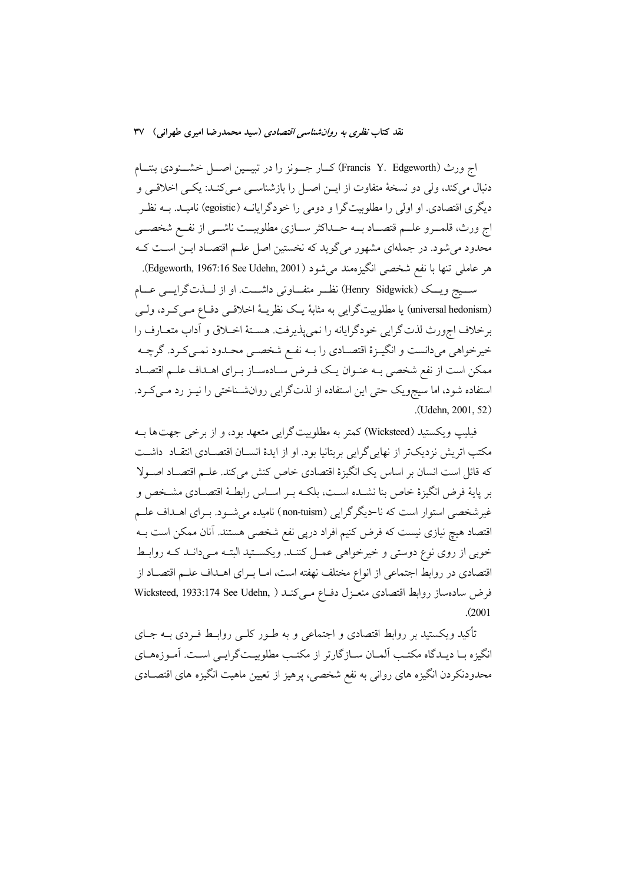اج ورث (Francis Y. Edgeworth) کـار جـونز را در تبیـین اصـل خشـنودی بنتـام دنبال می‌کند، ولی دو نسخهٔ متفاوت از ایـن اصـل را بازشناسـی مـی‌کنـد: یکـی اخلاقـی و دیگری اقتصادی. او اولی را مطلوبیت‌گرا و دومی را خودگرایانـه (egoistic) نامیـد. بـه نظـر اج ورث، قلمـرو علـم قتصـاد بـه حـداکثر سـازی مطلوبیـت ناشـی از نفـع شخصـی محدود می‌شود. در جمله‌ای مشهور می‌گوید که نخستین اصل علـم اقتصـاد ایـن اسـت کـه هر عاملی تنها با نفع شخصی انگیزه‌مند می‌شود (Edgeworth, 1967:16 See Udehn, 2001).

سـیج ویـک (Henry Sidgwick) نظـر متفـاوتی داشـت. او از لـذت‌گرایـی عـام (universal hedonism) یا مطلوبیت‌گرایی به مثابهٔ یـک نظریـهٔ اخلاقـی دفـاع مـی‌کـرد، ولـی برخلاف اج‌ورث لذت‌گرایی خودگرایانه را نمی‌پذیرفت. هسـتهٔ اخـلاق و آداب متعـارف را خیرخواهی می‌دانست و انگیـزهٔ اقتصـادی را بـه نفـع شخصـی محـدود نمـی‌کـرد. گرچـه ممکن است از نفع شخصی بـه عنـوان یـک فـرض سـاده‌سـاز بـرای اهـداف علـم اقتصـاد استفاده شود، اما سیج‌ویک حتی این استفاده از لذت‌گرایی روان‌شـناختی را نیـز رد مـی‌کـرد. (Udehn, 2001, 52).

فیلیپ ویکستید (Wicksteed) کمتر به مطلوبیت‌گرایی متعهد بود، و از برخی جهت‌ها بـه مکتب اتریش نزدیک‌تر از نهایی‌گرایی بریتانیا بود. او از ایدهٔ انسـان اقتصـادی انتقـاد داشـت که قائل است انسان بر اساس یک انگیزهٔ اقتصادی خاص کنش می‌کند. علـم اقتصـاد اصـولاً بر پایهٔ فرض انگیزهٔ خاص بنا نشـده اسـت، بلکـه بـر اسـاس رابطـهٔ اقتصـادی مشـخص و غیرشخصی استوار است که نا-دیگرگرایی (non-tuism) نامیده می‌شـود. بـرای اهـداف علـم اقتصاد هیچ نیازی نیست که فرض کنیم افراد درپی نفع شخصی هستند. آنان ممکن است بـه خوبی از روی نوع دوستی و خیرخواهی عمـل کننـد. ویکسـتید البتـه مـی‌دانـد کـه روابـط اقتصادی در روابط اجتماعی از انواع مختلف نهفته است، امـا بـرای اهـداف علـم اقتصـاد از فرض ساده‌ساز روابط اقتصادی منعـزل دفـاع مـی‌کنـد ( Wicksteed, 1933:174 See Udehn, 2001).

تأکید ویکستید بر روابط اقتصادی و اجتماعی و به طـور کلـی روابـط فـردی بـه جـای انگیزه بـا دیـدگاه مکتـب آلمـان سـازگارتر از مکتـب مطلوبیـت‌گرایـی اسـت. آمـوزه‌هـای محدودنکردن انگیزه های روانی به نفع شخصی، پرهیز از تعیین ماهیت انگیزه های اقتصـادی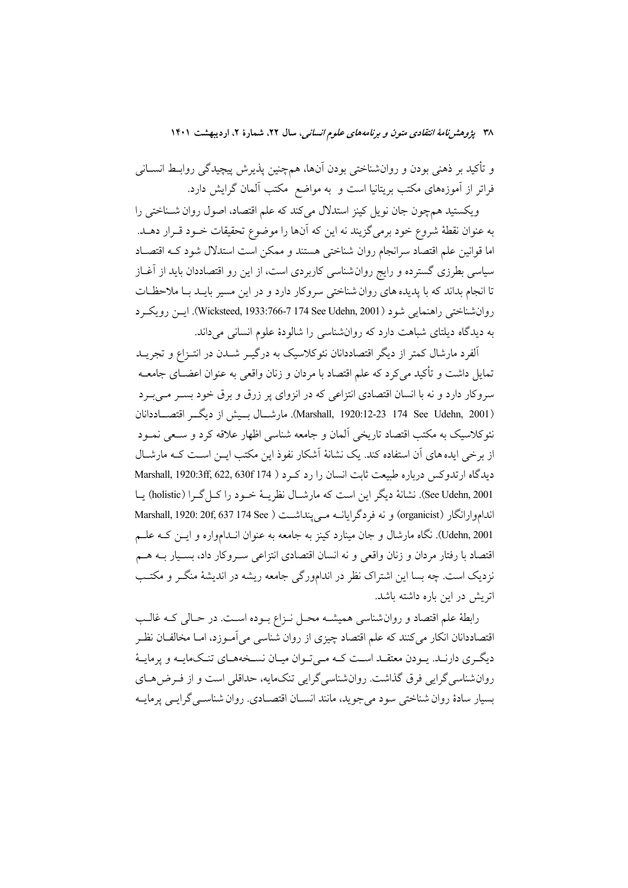و تأکید بر ذهنی بودن و روان‌شناختی بودن آن‌ها، هم‌چنین پذیرش پیچیدگی روابط انسانی فراتر از آموزه‌های مکتب بریتانیا است و به مواضع مکتب آلمان گرایش دارد.

ویکستید هم‌چون جان نویل کینز استدلال می‌کند که علم اقتصاد، اصول روان شناختی را به عنوان نقطهٔ شروع خود برمی‌گزیند نه این که آن‌ها را موضوع تحقیقات خود قرار دهد. اما قوانین علم اقتصاد سرانجام روان شناختی هستند و ممکن است استدلال شود که اقتصاد سیاسی بطرزی گسترده و رایج روان‌شناسی کاربردی است، از این رو اقتصاددان باید از آغاز تا انجام بداند که با پدیده های روان شناختی سروکار دارد و در این مسیر باید با ملاحظات روان‌شناختی راهنمایی شود (Wicksteed, 1933:766-7 174 See Udehn, 2001). این رویکرد به دیدگاه دیلتای شباهت دارد که روان‌شناسی را شالودهٔ علوم انسانی می‌داند.

آلفرد مارشال کمتر از دیگر اقتصاددانان نئوکلاسیک به درگیر شدن در انتزاع و تجرید تمایل داشت و تأکید می‌کرد که علم اقتصاد با مردان و زنان واقعی به عنوان اعضای جامعه سروکار دارد و نه با انسان اقتصادی انتزاعی که در انزوای پر زرق و برق خود بسر می‌برد (Marshall, 1920:12-23 174 See Udehn, 2001). مارشال بیش از دیگر اقتصاددانان نئوکلاسیک به مکتب اقتصاد تاریخی آلمان و جامعه شناسی اظهار علاقه کرد و سعی نمود از برخی ایده های آن استفاده کند. یک نشانهٔ آشکار نفوذ این مکتب این است که مارشال دیدگاه ارتدوکس درباره طبیعت ثابت انسان را رد کرد ( Marshall, 1920:3ff, 622, 630f 174 See Udehn, 2001). نشانهٔ دیگر این است که مارشال نظریهٔ خود را کل گرا (holistic) یا انداموارانگار (organicist) و نه فردگرایانه می‌پنداشت ( Marshall, 1920: 20f, 637 174 See Udehn, 2001). نگاه مارشال و جان مینارد کینز به جامعه به عنوان انداmواره و این که علم اقتصاد با رفتار مردان و زنان واقعی و نه انسان اقتصادی انتزاعی سروکار داد، بسیار به هم نزدیک است. چه بسا این اشتراک نظر در انداموورگی جامعه ریشه در اندیشهٔ منگر و مکتب اتریش در این باره داشته باشد.

رابطهٔ علم اقتصاد و روان‌شناسی همیشه محل نزاع بوده است. در حالی که غالب اقتصاددانان انکار می‌کنند که علم اقتصاد چیزی از روان شناسی می‌آموزد، اما مخالفان نظر دیگری دارند. یودن معتقد است که می‌توان میان نسخه‌های تنک‌مایه و پرمایهٔ روان‌شناسی‌گرایی فرق گذاشت. روان‌شناسی‌گرایی تنک‌مایه، حداقلی است و از فرض‌های بسیار سادهٔ روان شناختی سود می‌جوید، مانند انسان اقتصادی. روان شناسی‌گرایی پرمایه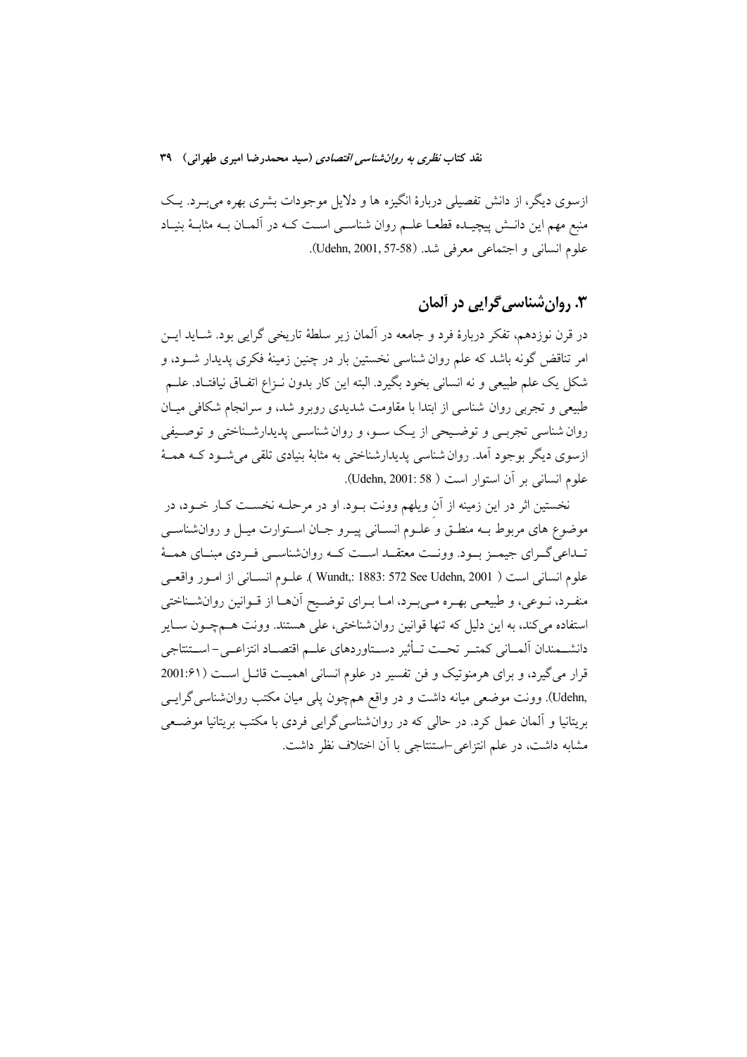ازسوی دیگر، از دانش تفصیلی دربارهٔ انگیزه ها و دلایل موجودات بشری بهره می‌برد. یک منبع مهم این دانش پیچیده قطعا علم روان شناسی است که در آلمان به مثابهٔ بنیاد علوم انسانی و اجتماعی معرفی شد. (Udehn, 2001, 57-58).

## ۳. روان‌شناسی‌گرایی در آلمان

در قرن نوزدهم، تفکر دربارهٔ فرد و جامعه در آلمان زیر سلطهٔ تاریخی گرایی بود. شاید این امر تناقض گونه باشد که علم روان شناسی نخستین بار در چنین زمینهٔ فکری پدیدار شود، و شکل یک علم طبیعی و نه انسانی بخود بگیرد. البته این کار بدون نزاع اتفاق نیافتاد. علم طبیعی و تجربی روان شناسی از ابتدا با مقاومت شدیدی روبرو شد، و سرانجام شکافی میان روان شناسی تجربی و توضیحی از یک سو، و روان شناسی پدیدارشناختی و توصیفی ازسوی دیگر بوجود آمد. روان شناسی پدیدارشناختی به مثابهٔ بنیادی تلقی می‌شود که همهٔ علوم انسانی بر آن استوار است (Udehn, 2001: 58).

نخستین اثر در این زمینه از آنِ ویلهم وونت بود. او در مرحله نخست کار خود، در موضوع های مربوط به منطق و علوم انسانی پیرو جان استوارت میل و روان‌شناسی تداعی‌گرای جیمز بود. وونت معتقد است که روان‌شناسی فردی مبنای همهٔ علوم انسانی است ( Wundt,: 1883: 572 See Udehn, 2001 ). علوم انسانی از امور واقعی منفرد، نوعی، و طبیعی بهره می‌برد، اما برای توضیح آن‌ها از قوانین روان‌شناختی استفاده می‌کند، به این دلیل که تنها قوانین روان‌شناختی، علی هستند. وونت هم‌چون سایر دانشمندان آلمانی کمتر تحت تأثیر دستاوردهای علم اقتصاد انتزاعی–استنتاجی قرار می‌گیرد، و برای هرمنوتیک و فن تفسیر در علوم انسانی اهمیت قائل است (Udehn, 2001:۶۱). وونت موضعی میانه داشت و در واقع هم‌چون پلی میان مکتب روان‌شناسی‌گرایی بریتانیا و آلمان عمل کرد. در حالی که در روان‌شناسی‌گرایی فردی با مکتب بریتانیا موضعی مشابه داشت، در علم انتزاعی–استنتاجی با آن اختلاف نظر داشت.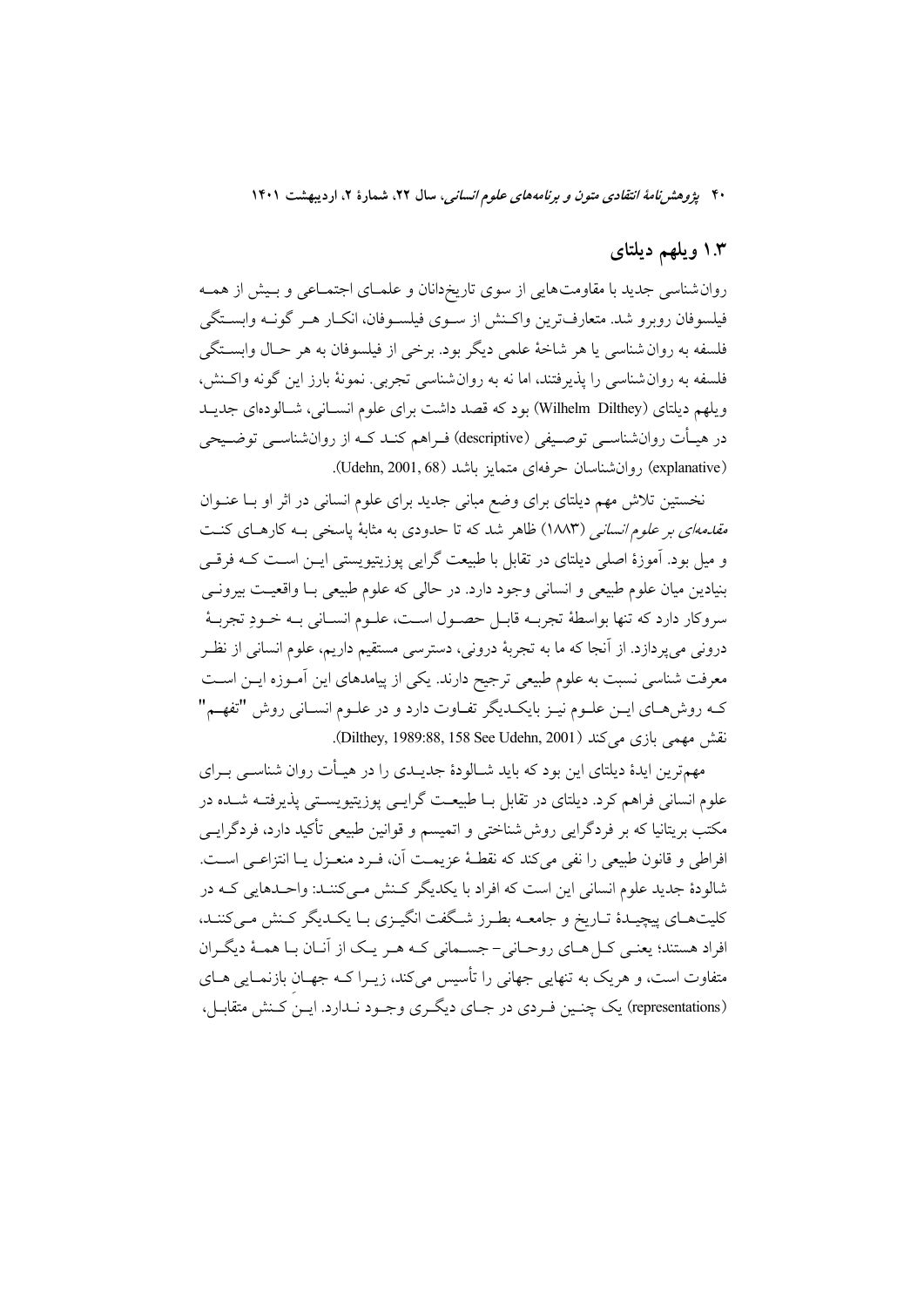## ۱.۳ ویلهم دیلتای

روان‌شناسی جدید با مقاومت‌هایی از سوی تاریخ‌دانان و علمای اجتماعی و بیش از همه فیلسوفان روبرو شد. متعارف‌ترین واکنش از سوی فیلسوفان، انکار هر گونه وابستگی فلسفه به روان‌شناسی یا هر شاخهٔ علمی دیگر بود. برخی از فیلسوفان به هر حال وابستگی فلسفه به روان‌شناسی را پذیرفتند، اما نه به روان‌شناسی تجربی. نمونهٔ بارز این گونه واکنش، ویلهم دیلتای (Wilhelm Dilthey) بود که قصد داشت برای علوم انسانی، شالوده‌ای جدید در هیأت روان‌شناسی توصیفی (descriptive) فراهم کند که از روان‌شناسی توضیحی (explanative) روان‌شناسان حرفه‌ای متمایز باشد (Udehn, 2001, 68).

نخستین تلاش مهم دیلتای برای وضع مبانی جدید برای علوم انسانی در اثر او با عنوان *مقدمه‌ای بر علوم انسانی* (۱۸۸۳) ظاهر شد که تا حدودی به مثابهٔ پاسخی به کارهای کنت و میل بود. آموزهٔ اصلی دیلتای در تقابل با طبیعت گرایی پوزیتیویستی این است که فرقی بنیادین میان علوم طبیعی و انسانی وجود دارد. در حالی که علوم طبیعی با واقعیت بیرونی سروکار دارد که تنها بواسطهٔ تجربه قابل حصول است، علوم انسانی به خودِ تجربهٔ درونی می‌پردازد. از آنجا که ما به تجربهٔ درونی، دسترسی مستقیم داریم، علوم انسانی از نظر معرفت شناسی نسبت به علوم طبیعی ترجیح دارند. یکی از پیامدهای این آموزه این است که روش‌های این علوم نیز بایکدیگر تفاوت دارد و در علوم انسانی روش "تفهم" نقش مهمی بازی می‌کند (Dilthey, 1989:88, 158 See Udehn, 2001).

مهم‌ترین ایدهٔ دیلتای این بود که باید شالودهٔ جدیدی را در هیأت روان شناسی برای علوم انسانی فراهم کرد. دیلتای در تقابل با طبیعت گرایی پوزیتیویستی پذیرفته شده در مکتب بریتانیا که بر فردگرایی روش‌شناختی و اتمیسم و قوانین طبیعی تأکید دارد، فردگرایی افراطی و قانون طبیعی را نفی می‌کند که نقطهٔ عزیمت آن، فرد منعزل یا انتزاعی است. شالودهٔ جدید علوم انسانی این است که افراد با یکدیگر کنش می‌کنند: واحدهایی که در کلیت‌های پیچیدهٔ تاریخ و جامعه بطرز شگفت انگیزی با یکدیگر کنش می‌کنند، افراد هستند؛ یعنی کل‌های روحانی- جسمانی که هر یک از آنان با همهٔ دیگران متفاوت است، و هریک به تنهایی جهانی را تأسیس می‌کند، زیرا که جهان بازنمایی های (representations) یک چنین فردی در جای دیگری وجود ندارد. این کنش متقابل،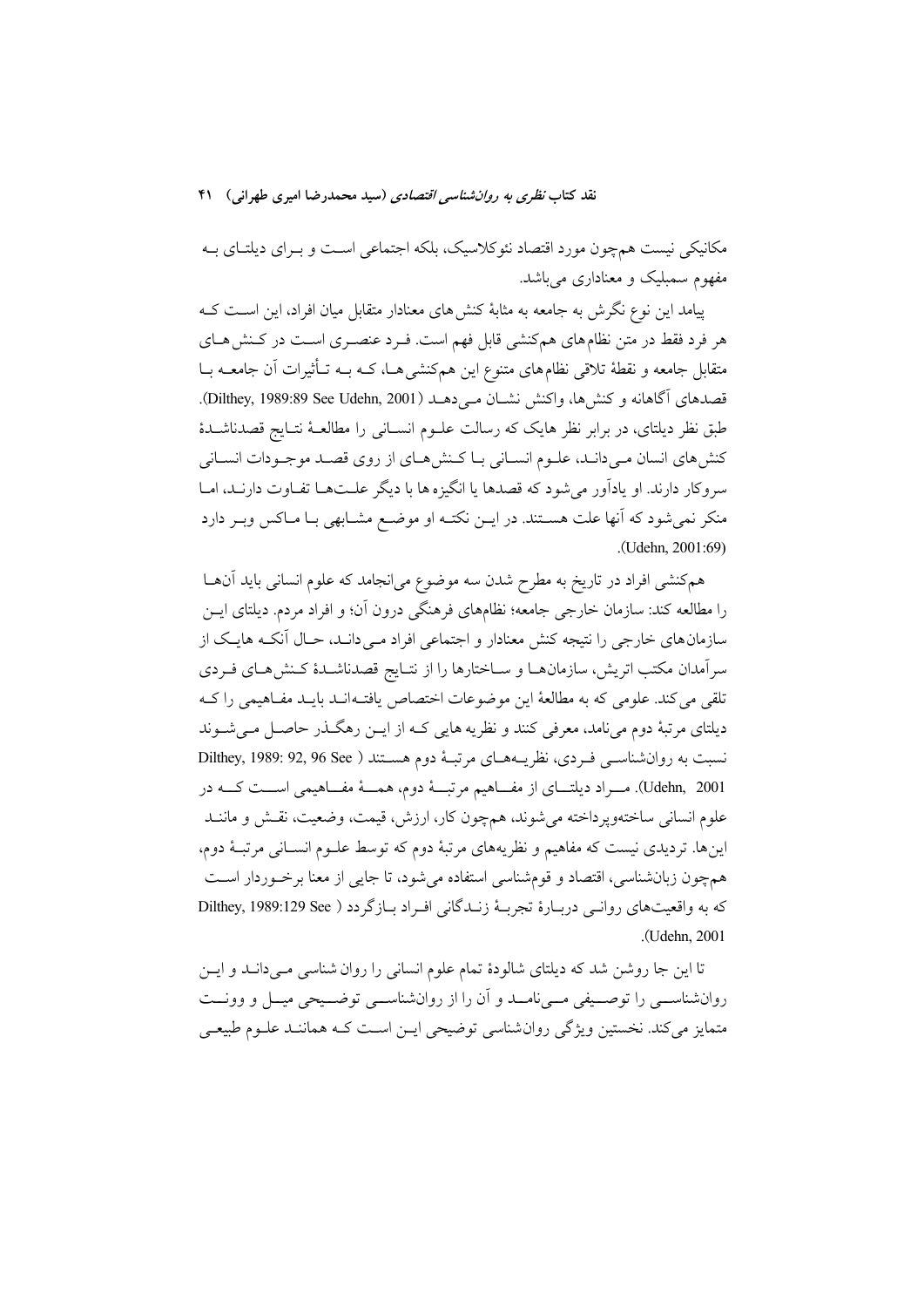مکانیکی نیست همچون مورد اقتصاد نئوکلاسیک، بلکه اجتماعی است و بـرای دیلتـای بـه مفهوم سمبلیک و معناداری می‌باشد.

پیامد این نوع نگرش به جامعه به مثابهٔ کنش‌های معنادار متقابل میان افراد، این است کـه هر فرد فقط در متن نظام‌های هم‌کنشی قابل فهم است. فـرد عنصـری اسـت در کـنش‌هـای متقابل جامعه و نقطهٔ تلاقی نظام‌های متنوع این هم‌کنشی‌هـا، کـه بـه تـأثیرات آن جامعـه بـا قصدهای آگاهانه و کنش‌ها، واکنش نشـان مـی‌دهـد (Dilthey, 1989:89 See Udehn, 2001). طبق نظر دیلتای، در برابر نظر هایک که رسالت علـوم انسـانی را مطالعـهٔ نتـایج قصدناشـدهٔ کنش‌های انسان مـی‌دانـد، علـوم انسـانی بـا کـنش‌هـای از روی قصـد موجـودات انسـانی سروکار دارند. او یادآور می‌شود که قصدها یا انگیزه‌ها با دیگر علـت‌هـا تفـاوت دارنـد، امـا منکر نمی‌شود که آنها علت هستند. در ایـن نکتـه او موضـع مشـابهی بـا مـاکس وبـر دارد (Udehn, 2001:69).

هم‌کنشی افراد در تاریخ به مطرح شدن سه موضوع می‌انجامد که علوم انسانی باید آنهـا را مطالعه کند: سازمان خارجی جامعه؛ نظام‌های فرهنگی درون آن؛ و افراد مردم. دیلتای ایـن سازمان‌های خارجی را نتیجه کنش معنادار و اجتماعی افراد مـی‌دانـد، حـال آنکـه هایـک از سرآمدان مکتب اتریش، سازمان‌هـا و سـاختارها را از نتـایج قصدناشـدهٔ کـنش‌هـای فـردی تلقی می‌کند. علومی که به مطالعهٔ این موضوعات اختصاص یافتـه‌انـد بایـد مفـاهیمی را کـه دیلتای مرتبهٔ دوم می‌نامد، معرفی کنند و نظریه هایی کـه از ایـن رهگـذر حاصـل مـی‌شـوند نسبت به روان‌شناسـی فـردی، نظریـه‌هـای مرتبـهٔ دوم هسـتند ( Dilthey, 1989: 92, 96 See Udehn, 2001). مـراد دیلتـای از مفـاهیم مرتبـهٔ دوم، همـهٔ مفـاهیمی اسـت کـه در علوم انسانی ساخته‌وپرداخته می‌شوند، هم‌چون کار، ارزش، قیمت، وضعیت، نقـش و ماننـد این‌ها. تردیدی نیست که مفاهیم و نظریه‌های مرتبهٔ دوم که توسط علـوم انسـانی مرتبـهٔ دوم، هم‌چون زبان‌شناسی، اقتصاد و قوم‌شناسی استفاده می‌شود، تا جایی از معنا برخـوردار اسـت که به واقعیت‌های روانـی دربـارهٔ تجربـهٔ زنـدگانی افـراد بـازگردد ( Dilthey, 1989:129 See Udehn, 2001).

تا این جا روشن شد که دیلتای شالودهٔ تمام علوم انسانی را روان شناسی مـی‌دانـد و ایـن روان‌شناسـی را توصـیفی مـی‌نامـد و آن را از روان‌شناسـی توضـیحی میـل و وونـت متمایز می‌کند. نخستین ویژگی روان‌شناسی توضیحی ایـن اسـت کـه هماننـد علـوم طبیعـی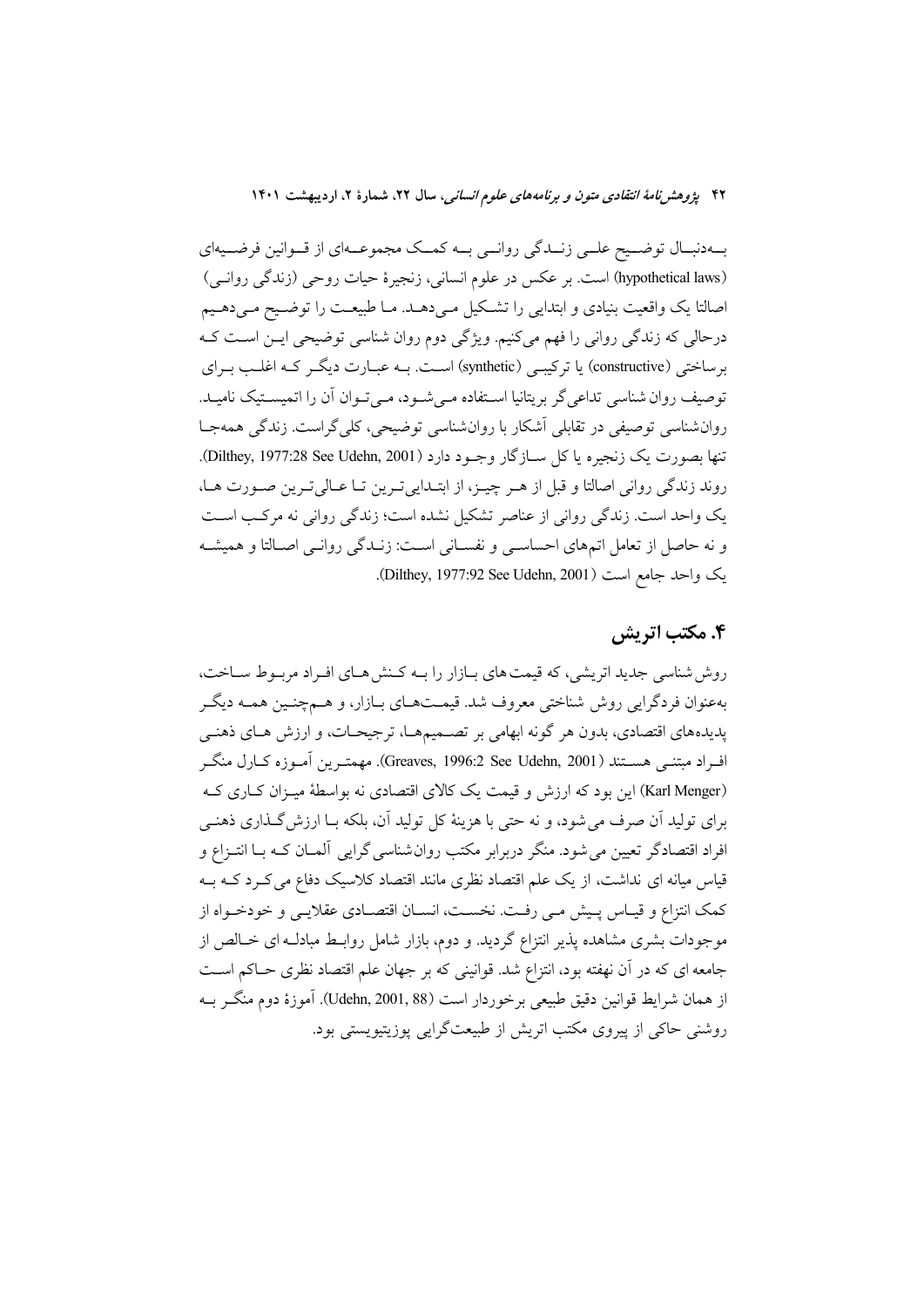بـه‌دنبـال توضـیح علـی زنـدگی روانـی بـه کمـک مجموعـه‌ای از قـوانین فرضـیه‌ای (hypothetical laws) است. بر عکس در علوم انسانی، زنجیرهٔ حیات روحی (زندگی روانـی) اصالتا یک واقعیت بنیادی و ابتدایی را تشـکیل مـی‌دهـد. مـا طبیعـت را توضـیح مـی‌دهـیم درحالی که زندگی روانی را فهم می‌کنیم. ویژگی دوم روان شناسی توضیحی ایـن اسـت کـه برساختی (constructive) یا ترکیبـی (synthetic) اسـت. بـه عبـارت دیگـر کـه اغلـب بـرای توصیف روان شناسی تداعی‌گر بریتانیا اسـتفاده مـی‌شـود، مـی‌تـوان آن را اتمیسـتیک نامیـد. روان‌شناسی توصیفی در تقابلی آشکار با روان‌شناسی توضیحی، کلی‌گراست. زندگی همه‌جـا تنها بصورت یک زنجیره یا کل سـازگار وجـود دارد (Dilthey, 1977:28 See Udehn, 2001). روند زندگی روانی اصالتا و قبل از هـر چیـز، از ابتـدایی‌تـرین تـا عـالی‌تـرین صـورت هـا، یک واحد است. زندگی روانی از عناصر تشکیل نشده است؛ زندگی روانی نه مرکـب اسـت و نه حاصل از تعامل اتم‌های احساسـی و نفسـانی اسـت: زنـدگی روانـی اصـالتا و همیشـه یک واحد جامع است (Dilthey, 1977:92 See Udehn, 2001).

## ۴. مکتب اتریش

روش شناسی جدید اتریشی، که قیمت‌های بـازار را بـه کـنش هـای افـراد مربـوط سـاخت، به‌عنوان فردگرایی روش شناختی معروف شد. قیمـت‌هـای بـازار، و هـم‌چنـین همـه دیگـر پدیده‌های اقتصادی، بدون هر گونه ابهامی بر تصـمیم‌هـا، ترجیحـات، و ارزش هـای ذهنـی افـراد مبتنـی هسـتند (Greaves, 1996:2 See Udehn, 2001). مهمتـرین آمـوزه کـارل منگـر (Karl Menger) این بود که ارزش و قیمت یک کالای اقتصادی نه بواسطهٔ میـزان کـاری کـه برای تولید آن صرف می‌شود، و نه حتی با هزینهٔ کل تولید آن، بلکه بـا ارزش‌گـذاری ذهنـی افراد اقتصادگر تعیین می‌شود. منگر دربرابر مکتب روان‌شناسی‌گرایی آلمـان کـه بـا انتـزاع و قیاس میانه ای نداشت، از یک علم اقتصاد نظری مانند اقتصاد کلاسیک دفاع می‌کـرد کـه بـه کمک انتزاع و قیـاس پـیش مـی رفـت. نخسـت، انسـان اقتصـادی عقلایـی و خودخـواه از موجودات بشری مشاهده پذیر انتزاع گردید. و دوم، بازار شامل روابـط مبادلـه ای خـالص از جامعه ای که در آن نهفته بود، انتزاع شد. قوانینی که بر جهان علم اقتصاد نظری حـاکم اسـت از همان شرایط قوانین دقیق طبیعی برخوردار است (Udehn, 2001, 88). آموزهٔ دوم منگـر بـه روشنی حاکی از پیروی مکتب اتریش از طبیعت‌گرایی پوزیتیویستی بود.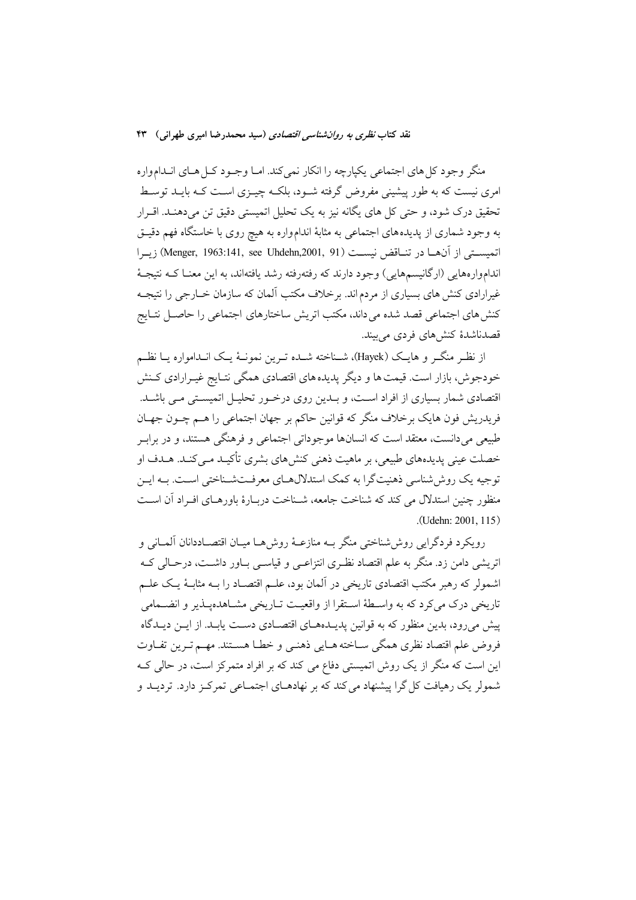منگر وجود کل‌های اجتماعی یکپارچه را انکار نمی‌کند. اما وجود کل‌های اندام‌واره امری نیست که به طور پیشینی مفروض گرفته شود، بلکه چیزی است که باید توسط تحقیق درک شود، و حتی کل های یگانه نیز به یک تحلیل اتمیستی دقیق تن می‌دهند. اقرار به وجود شماری از پدیده‌های اجتماعی به مثابهٔ اندام‌واره به هیچ روی با خاستگاه فهم دقیق اتمیستی از آن‌ها در تناقض نیست (Menger, 1963:141, see Uhdehn,2001, 91) زیرا اندام‌واره‌هایی (ارگانیسم‌هایی) وجود دارند که رفته‌رفته رشد یافته‌اند، به این معنا که نتیجهٔ غیرارادی کنش های بسیاری از مردم اند. برخلاف مکتب آلمان که سازمان خارجی را نتیجه کنش های اجتماعی قصد شده می داند، مکتب اتریش ساختارهای اجتماعی را حاصل نتایج قصدناشدهٔ کنش‌های فردی می‌بیند.

از نظر منگر و هایک (Hayek)، شناخته شده ترین نمونهٔ یک انداموارہ یا نظم خودجوش، بازار است. قیمت ها و دیگر پدیده های اقتصادی همگی نتایج غیرارادی کنش اقتصادی شمار بسیاری از افراد است، و بدین روی درخور تحلیل اتمیستی می باشد. فریدریش فون هایک برخلاف منگر که قوانین حاکم بر جهان اجتماعی را هم چون جهان طبیعی می‌دانست، معتقد است که انسان‌ها موجوداتی اجتماعی و فرهنگی هستند، و در برابر خصلت عینی پدیده‌های طبیعی، بر ماهیت ذهنی کنش‌های بشری تأکید می‌کند. هدف او توجیه یک روش‌شناسی ذهنیت‌گرا به کمک استدلال‌های معرفت‌شناختی است. به این منظور چنین استدلال می کند که شناخت جامعه، شناخت دربارهٔ باورهای افراد آن است (Udehn: 2001, 115).

رویکرد فردگرایی روش‌شناختی منگر به منازعهٔ روش‌ها میان اقتصاددانان آلمانی و اتریشی دامن زد. منگر به علم اقتصاد نظری انتزاعی و قیاسی باور داشت، درحالی که اشمولر که رهبر مکتب اقتصادی تاریخی در آلمان بود، علم اقتصاد را به مثابهٔ یک علم تاریخی درک می‌کرد که به واسطهٔ استقرا از واقعیت تاریخی مشاهده‌پذیر و انضمامی پیش می‌رود، بدین منظور که به قوانین پدیده‌های اقتصادی دست یابد. از این دیدگاه فروض علم اقتصاد نظری همگی ساخته هایی ذهنی و خطا هستند. مهم ترین تفاوت این است که منگر از یک روش اتمیستی دفاع می کند که بر افراد متمرکز است، در حالی که شمولر یک رهیافت کل گرا پیشنهاد می‌کند که بر نهادهای اجتماعی تمرکز دارد. تردید و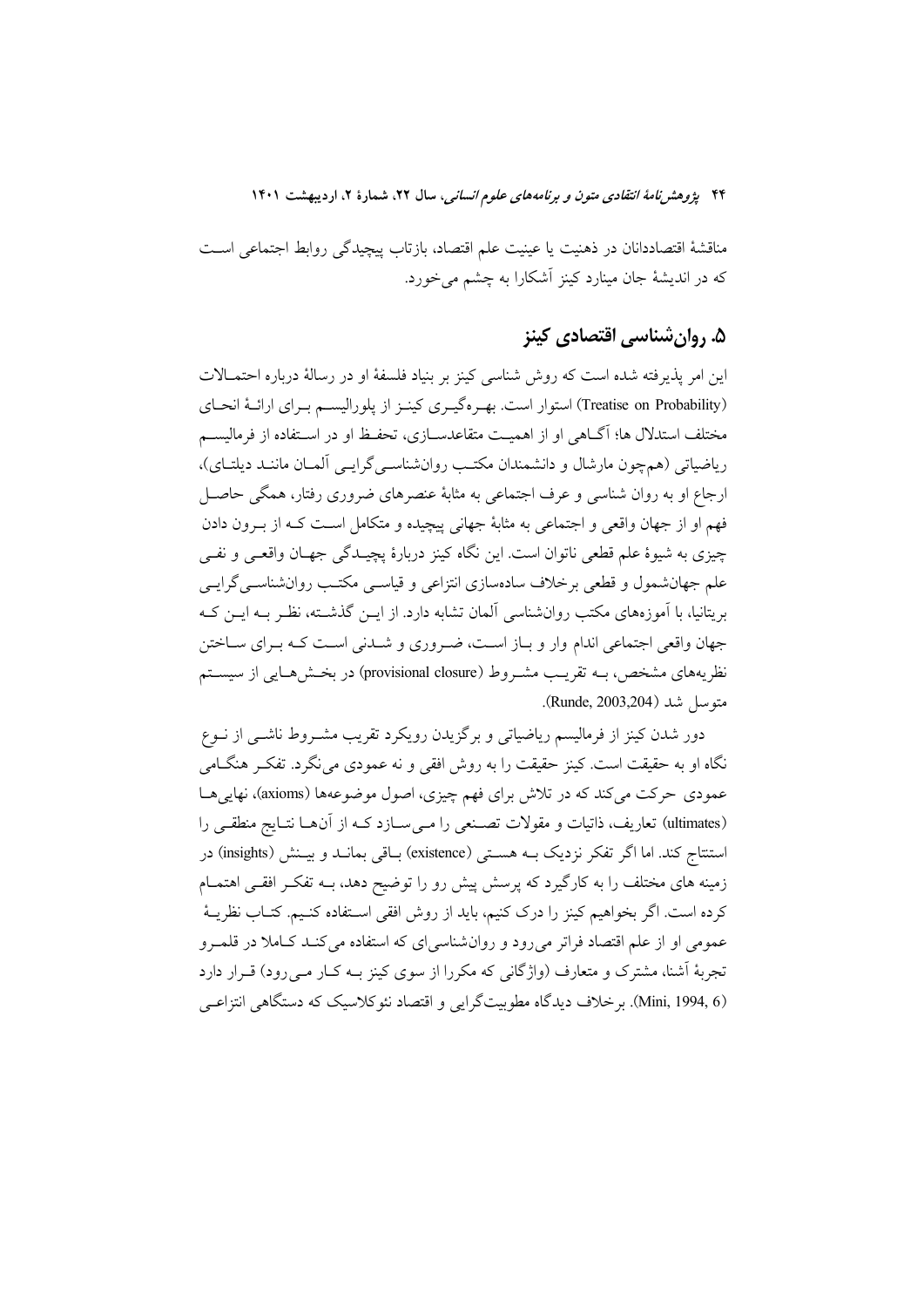مناقشهٔ اقتصاددانان در ذهنیت یا عینیت علم اقتصاد، بازتاب پیچیدگی روابط اجتماعی است که در اندیشهٔ جان مینارد کینز آشکارا به چشم می‌خورد.

## ۵. روان‌شناسی اقتصادی کینز

این امر پذیرفته شده است که روش شناسی کینز بر بنیاد فلسفهٔ او در رسالهٔ او درباره احتمالات (Treatise on Probability) استوار است. بهره‌گیری کینز از پلورالیسم برای ارائهٔ انحای مختلف استدلال ها؛ آگاهی او از اهمیت متقاعدسازی، تحفظ او در استفاده از فرمالیسم ریاضیاتی (همچون مارشال و دانشمندان مکتب روان‌شناسی‌گرایی آلمان مانند دیلتای)، ارجاع او به روان شناسی و عرف اجتماعی به مثابهٔ عنصرهای ضروری رفتار، همگی حاصل فهم او از جهان واقعی و اجتماعی به مثابهٔ جهانی پیچیده و متکامل است که از بیرون دادن چیزی به شیوهٔ علم قطعی ناتوان است. این نگاه کینز دربارهٔ پیچیدگی جهان واقعی و نفی علم جهان‌شمول و قطعی برخلاف ساده‌سازی انتزاعی و قیاسی مکتب روان‌شناسی‌گرایی بریتانیا، با آموزه‌های مکتب روان‌شناسی آلمان تشابه دارد. از این گذشته، نظر به این که جهان واقعی اجتماعی اندام وار و باز است، ضروری و شدنی است که برای ساختن نظریه‌های مشخص، به تقریب مشروط (provisional closure) در بخش‌هایی از سیستم متوسل شد (Runde, 2003,204).

دور شدن کینز از فرمالیسم ریاضیاتی و برگزیدن رویکرد تقریب مشروط ناشی از نوع نگاه او به حقیقت است. کینز حقیقت را به روش افقی و نه عمودی می‌نگرد. تفکر هنگامی عمودی حرکت می‌کند که در تلاش برای فهم چیزی، اصول موضوعه‌ها (axioms)، نهایی‌ها (ultimates) تعاریف، ذاتیات و مقولات تصنعی را می‌سازد که از آن‌ها نتایج منطقی را استنتاج کند. اما اگر تفکر نزدیک به هستی (existence) باقی بماند و بینش (insights) در زمینه های مختلف را به کارگیرد که پرسش پیش رو را توضیح دهد، به تفکر افقی اهتمام کرده است. اگر بخواهیم کینز را درک کنیم، باید از روش افقی استفاده کنیم. کتاب نظریهٔ عمومی او از علم اقتصاد فراتر می‌رود و روان‌شناسی‌ای که استفاده می‌کند کاملا در قلمرو تجربهٔ آشنا، مشترک و متعارف (واژگانی که مکررا از سوی کینز به کار می‌رود) قرار دارد (Mini, 1994, 6). برخلاف دیدگاه مطوبیت‌گرایی و اقتصاد نئوکلاسیک که دستگاهی انتزاعی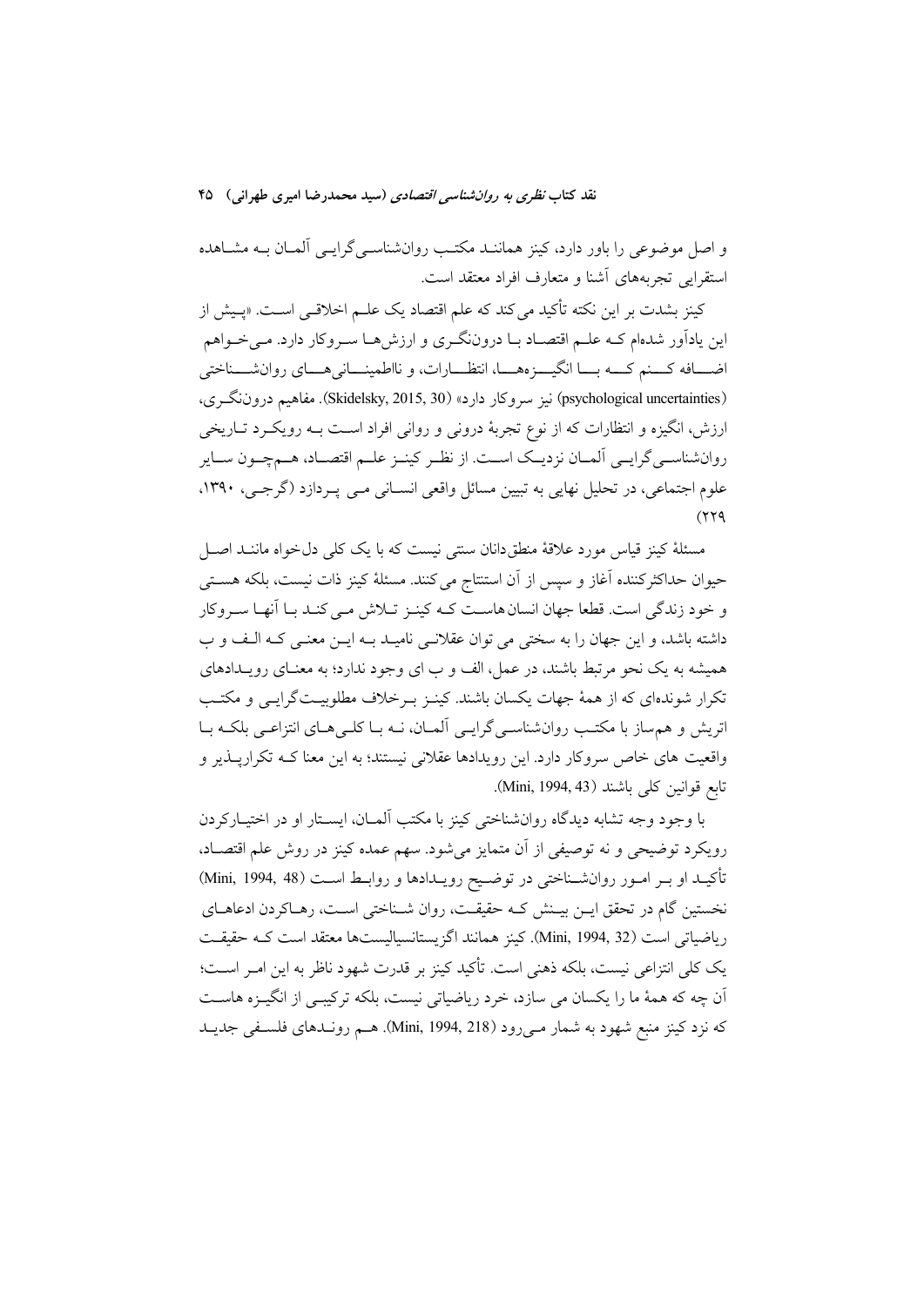و اصل موضوعی را باور دارد، کینز همانند مکتب روان‌شناسی‌گرایی آلمان به مشاهده استقرایی تجربه‌های آشنا و متعارف افراد معتقد است.

کینز بشدت بر این نکته تأکید می‌کند که علم اقتصاد یک علم اخلاقی است. «پیش از این یادآور شده‌ام که علم اقتصاد با درون‌نگری و ارزش‌ها سروکار دارد. می‌خواهم اضافه کنم که با انگیزه‌ها، انتظارات، و نااطمینانی‌های روان‌شناختی (psychological uncertainties) نیز سروکار دارد» (Skidelsky, 2015, 30). مفاهیم درون‌نگری، ارزش، انگیزه و انتظارات که از نوع تجربهٔ درونی و روانی افراد است به رویکرد تاریخی روان‌شناسی‌گرایی آلمان نزدیک است. از نظر کینز علم اقتصاد، هم‌چون سایر علوم اجتماعی، در تحلیل نهایی به تبیین مسائل واقعی انسانی می پردازد (گرجی، ۱۳۹۰، ۲۲۹)

مسئلهٔ کینز قیاس مورد علاقهٔ منطق‌دانان سنتی نیست که با یک کلی دل‌خواه مانند اصل حیوان حداکثرکننده آغاز و سپس از آن استنتاج می‌کنند. مسئلهٔ کینز ذات نیست، بلکه هستی و خود زندگی است. قطعا جهان انسان‌هاست که کینز تلاش می‌کند با آنها سروکار داشته باشد، و این جهان را به سختی می توان عقلانی نامید به این معنی که الف و ب همیشه به یک نحو مرتبط باشند، در عمل، الف و ب ای وجود ندارد؛ به معنای رویدادهای تکرار شونده‌ای که از همهٔ جهات یکسان باشند. کینز برخلاف مطلوبیت‌گرایی و مکتب اتریش و هم‌ساز با مکتب روان‌شناسی‌گرایی آلمان، نه با کلی‌های انتزاعی بلکه با واقعیت های خاص سروکار دارد. این رویدادها عقلانی نیستند؛ به این معنا که تکرارپذیر و تابع قوانین کلی باشند (Mini, 1994, 43).

با وجود وجه تشابه دیدگاه روان‌شناختی کینز با مکتب آلمان، ایستار او در اختیارکردن رویکرد توضیحی و نه توصیفی از آن متمایز می‌شود. سهم عمده کینز در روش علم اقتصاد، تأکید او بر امور روان‌شناختی در توضیح رویدادها و روابط است (Mini, 1994, 48) نخستین گام در تحقق این بینش که حقیقت، روان شناختی است، رهاکردن ادعاهای ریاضیاتی است (Mini, 1994, 32). کینز همانند اگزیستانسیالیست‌ها معتقد است که حقیقت یک کلی انتزاعی نیست، بلکه ذهنی است. تأکید کینز بر قدرت شهود ناظر به این امر است؛ آن چه که همهٔ ما را یکسان می سازد، خرد ریاضیاتی نیست، بلکه ترکیبی از انگیزه هاست که نزد کینز منبع شهود به شمار می‌رود (Mini, 1994, 218). هم روندهای فلسفی جدید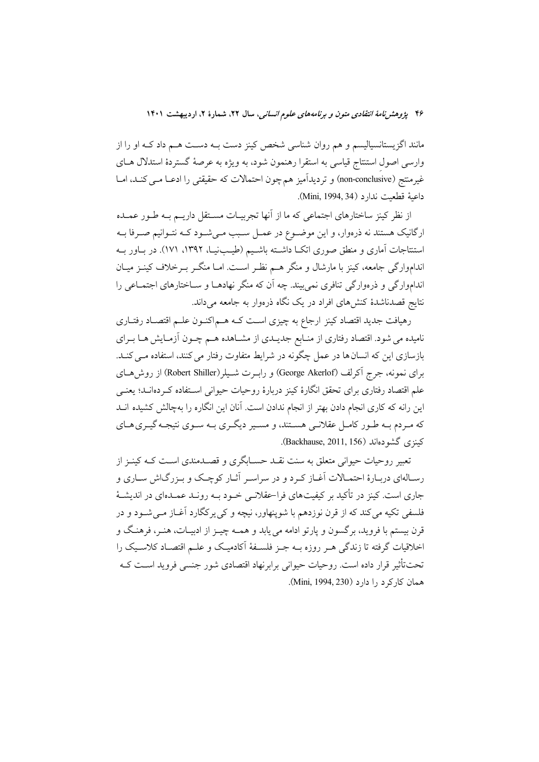مانند اگزیستانسیالیسم و هم روان شناسی شخص کینز دست به دست هم داد که او را از وارسی اصول استنتاج قیاسی به استقرا رهنمون شود، به ویژه به عرصهٔ گستردهٔ استدلال های غیرمنتج (non-conclusive) و تردیدآمیز هم چون احتمالات که حقیقتی را ادعا می کند، اما داعیهٔ قطعیت ندارد (Mini, 1994, 34).

از نظر کینز ساختارهای اجتماعی که ما از آنها تجربیات مستقل داریم به طور عمده ارگانیک هستند نه ذره‌وار، و این موضوع در عمل سبب می‌شود که نتوانیم صرفا به استنتاجات آماری و منطق صوری اتکا داشته باشیم (طیب‌نیا، ۱۳۹۲، ۱۷۱). در باور به اندام‌وارگی جامعه، کینز با مارشال و منگر هم نظر است. اما منگر برخلاف کینز میان اندام‌وارگی و ذره‌وارگی تنافری نمی‌بیند. چه آن که منگر نهادها و ساختارهای اجتماعی را نتایج قصدناشدهٔ کنش‌های افراد در یک نگاه ذره‌وار به جامعه می‌داند.

رهیافت جدید اقتصاد کینز ارجاع به چیزی است که هم‌اکنون علم اقتصاد رفتاری نامیده می شود. اقتصاد رفتاری از منابع جدیدی از مشاهده هم چون آزمایش ها برای بازسازی این که انسان ها در عمل چگونه در شرایط متفاوت رفتار می کنند، استفاده می کند. برای نمونه، جرج آکرلف (George Akerlof) و رابرت شیلر(Robert Shiller) از روش‌های علم اقتصاد رفتاری برای تحقق انگارهٔ کینز دربارهٔ روحیات حیوانی استفاده کرده‌اند؛ یعنی این رانه که کاری انجام دادن بهتر از انجام ندادن است. آنان این انگاره را به‌چالش کشیده اند که مردم به طور کامل عقلانی هستند، و مسیر دیگری به سوی نتیجه‌گیری‌های کینزی گشوده‌اند (Backhause, 2011, 156).

تعبیر روحیات حیوانی متعلق به سنت نقد حسابگری و قصدمندی است که کینز از رساله‌ای دربارهٔ احتمالات آغاز کرد و در سراسر آثار کوچک و بزرگ‌اش ساری و جاری است. کینز در تأکید بر کیفیت‌های فرا-عقلانی خود به روند عمده‌ای در اندیشهٔ فلسفی تکیه می‌کند که از قرن نوزدهم با شوپنهاور، نیچه و کی‌یرکگارد آغاز می‌شود و در قرن بیستم با فروید، برگسون و پارتو ادامه می یابد و همه چیز از ادبیات، هنر، فرهنگ و اخلاقیات گرفته تا زندگی هر روزه به جز فلسفهٔ آکادمیک و علم اقتصاد کلاسیک را تحت‌تأثیر قرار داده است. روحیات حیوانی برابرنهاد اقتصادی شور جنسی فروید است که همان کارکرد را دارد (Mini, 1994, 230).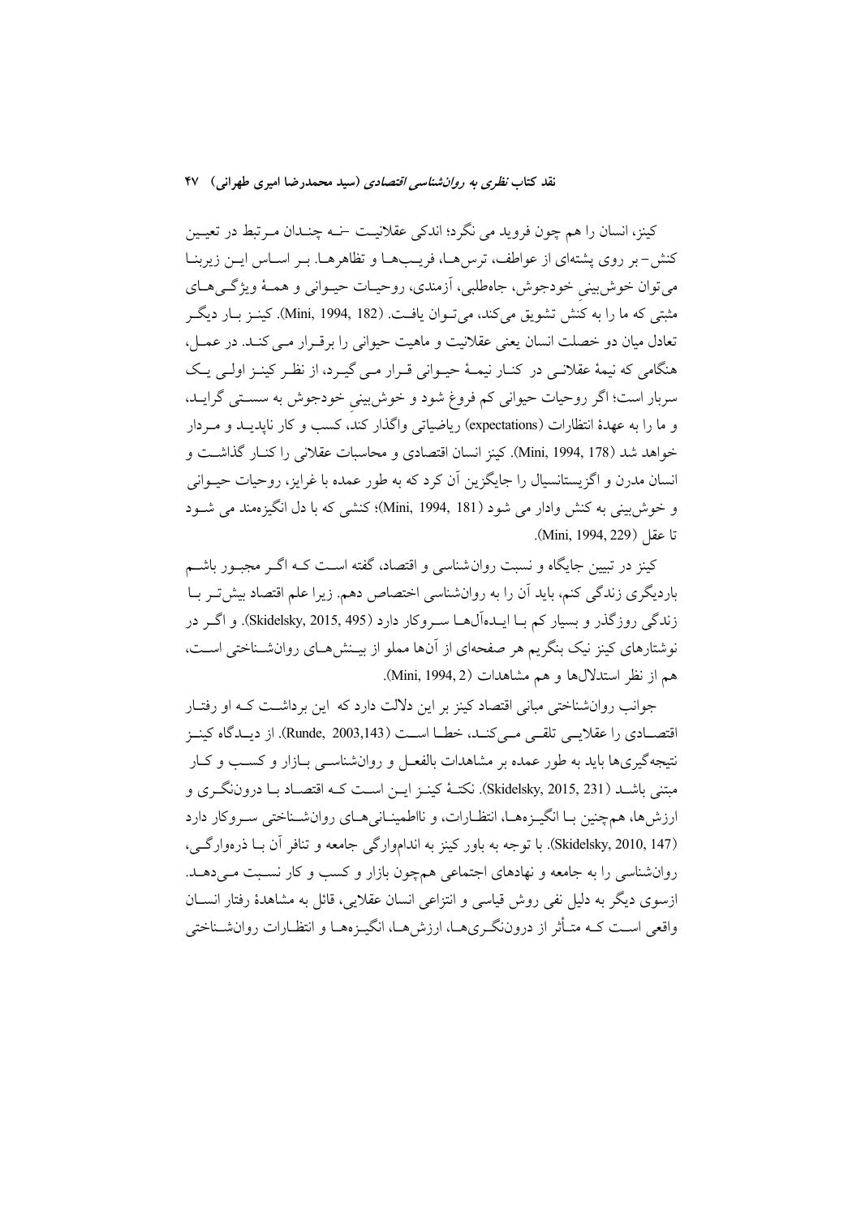کینز، انسان را هم چون فروید می نگرد؛ اندکی عقلانیت -نه چندان مرتبط در تعیین کنش- بر روی پشته‌ای از عواطف، ترس‌ها، فریب‌ها و تظاهرها. بر اساس این زیربنا می‌توان خوش‌بینیِ خودجوش، جاه‌طلبی، آزمندی، روحیات حیوانی و همهٔ ویژگی‌های مثبتی که ما را به کنش تشویق می‌کند، می‌توان یافت. (Mini, 1994, 182). کینز بار دیگر تعادل میان دو خصلت انسان یعنی عقلانیت و ماهیت حیوانی را برقرار می‌کند. در عمل، هنگامی که نیمهٔ عقلانی در کنار نیمهٔ حیوانی قرار می‌گیرد، از نظر کینز اولی یک سربار است؛ اگر روحیات حیوانی کم فروغ شود و خوش‌بینیِ خودجوش به سستی گراید، و ما را به عهدهٔ انتظارات (expectations) ریاضیاتی واگذار کند، کسب و کار ناپدید و مردار خواهد شد (Mini, 1994, 178). کینز انسان اقتصادی و محاسبات عقلانی را کنار گذاشت و انسان مدرن و اگزیستانسیال را جایگزین آن کرد که به طور عمده با غرایز، روحیات حیوانی و خوش‌بینی به کنش وادار می شود (Mini, 1994, 181)؛ کنشی که با دل انگیزه‌مند می شود تا عقل (Mini, 1994, 229).

کینز در تبیین جایگاه و نسبت روان‌شناسی و اقتصاد، گفته است که اگر مجبور باشم باردیگری زندگی کنم، باید آن را به روان‌شناسی اختصاص دهم. زیرا علم اقتصاد بیش‌تر با زندگی روزگذر و بسیار کم با ایده‌آل‌ها سروکار دارد (Skidelsky, 2015, 495). و اگر در نوشتارهای کینز نیک بنگریم هر صفحه‌ای از آن‌ها مملو از بینش‌های روان‌شناختی است، هم از نظر استدلال‌ها و هم مشاهدات (Mini, 1994, 2).

جوانب روان‌شناختی مبانی اقتصاد کینز بر این دلالت دارد که این برداشت که او رفتار اقتصادی را عقلایی تلقی می‌کند، خطا است (Runde, 2003,143). از دیدگاه کینز نتیجه‌گیری‌ها باید به طور عمده بر مشاهدات بالفعل و روان‌شناسی بازار و کسب و کار مبتنی باشد (Skidelsky, 2015, 231). نکتهٔ کینز این است که اقتصاد با درون‌نگری و ارزش‌ها، هم‌چنین با انگیزه‌ها، انتظارات، و نااطمینانی‌های روان‌شناختی سروکار دارد (Skidelsky, 2010, 147). با توجه به باور کینز به اندام‌وارگی جامعه و تنافر آن با ذره‌وارگی، روان‌شناسی را به جامعه و نهادهای اجتماعی هم‌چون بازار و کسب و کار نسبت می‌دهد. ازسوی دیگر به دلیل نفی روش قیاسی و انتزاعی انسان عقلایی، قائل به مشاهدهٔ رفتار انسان واقعی است که متأثر از درون‌نگری‌ها، ارزش‌ها، انگیزه‌ها و انتظارات روان‌شناختی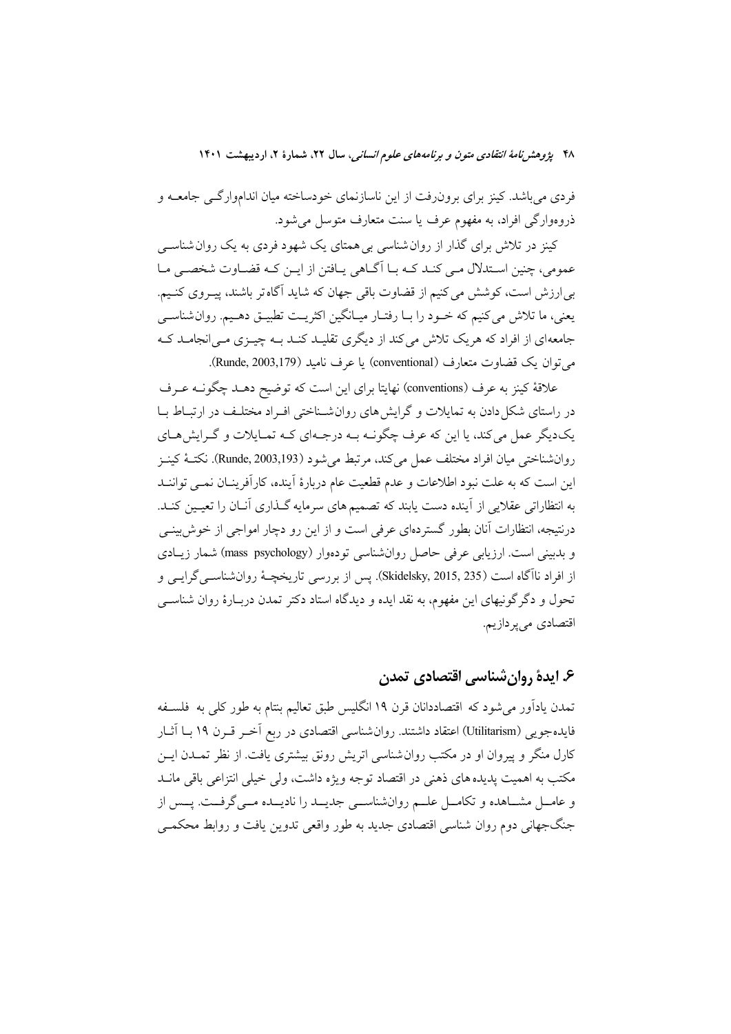فردی می‌باشد. کینز برای برون‌رفت از این ناسازنمای خودساخته میان اندام‌وارگی جامعه و ذروه‌وارگی افراد، به مفهوم عرف یا سنت متعارف متوسل می‌شود.

کینز در تلاش برای گذار از روان‌شناسی بی‌همتای یک شهود فردی به یک روان‌شناسی عمومی، چنین استدلال می‌کند که با آگاهی یافتن از این که قضاوت شخصی ما بی‌ارزش است، کوشش می‌کنیم از قضاوت باقی جهان که شاید آگاه‌تر باشند، پیروی کنیم. یعنی، ما تلاش می‌کنیم که خود را با رفتار میانگین اکثریت تطبیق دهیم. روان‌شناسی جامعه‌ای از افراد که هریک تلاش می‌کند از دیگری تقلید کند به چیزی می‌انجامد که می‌توان یک قضاوت متعارف (conventional) یا عرف نامید (Runde, 2003,179).

علاقهٔ کینز به عرف (conventions) نهایتا برای این است که توضیح دهد چگونه عرف در راستای شکل‌دادن به تمایلات و گرایش‌های روان‌شناختی افراد مختلف در ارتباط با یک‌دیگر عمل می‌کند، یا این که عرف چگونه به درجه‌ای که تمایلات و گرایش‌های روان‌شناختی میان افراد مختلف عمل می‌کند، مرتبط می‌شود (Runde, 2003,193). نکتهٔ کینز این است که به علت نبود اطلاعات و عدم قطعیت عام دربارهٔ آینده، کارآفرینان نمی‌توانند به انتظاراتی عقلایی از آینده دست یابند که تصمیم‌های سرمایه‌گذاری آنان را تعیین کند. درنتیجه، انتظارات آنان بطور گسترده‌ای عرفی است و از این رو دچار امواجی از خوش‌بینی و بدبینی است. ارزیابی عرفی حاصل روان‌شناسی توده‌وار (mass psychology) شمار زیادی از افراد ناآگاه است (Skidelsky, 2015, 235). پس از بررسی تاریخچهٔ روان‌شناسی‌گرایی و تحول و دگرگونیهای این مفهوم، به نقد ایده و دیدگاه استاد دکتر تمدن دربارهٔ روان شناسی اقتصادی می‌پردازیم.

## ۶. ایدهٔ روان‌شناسی اقتصادی تمدن

تمدن یادآور می‌شود که اقتصاددانان قرن ۱۹ انگلیس طبق تعالیم بنتام به طور کلی به فلسفه فایده‌جویی (Utilitarism) اعتقاد داشتند. روان‌شناسی اقتصادی در ربع آخر قرن ۱۹ با آثار کارل منگر و پیروان او در مکتب روان‌شناسی اتریش رونق بیشتری یافت. از نظر تمدن این مکتب به اهمیت پدیده‌های ذهنی در اقتصاد توجه ویژه داشت، ولی خیلی انتزاعی باقی ماند و عامل مشاهده و تکامل علم روان‌شناسی جدید را نادیده می‌گرفت. پس از جنگ‌جهانی دوم روان شناسی اقتصادی جدید به طور واقعی تدوین یافت و روابط محکمی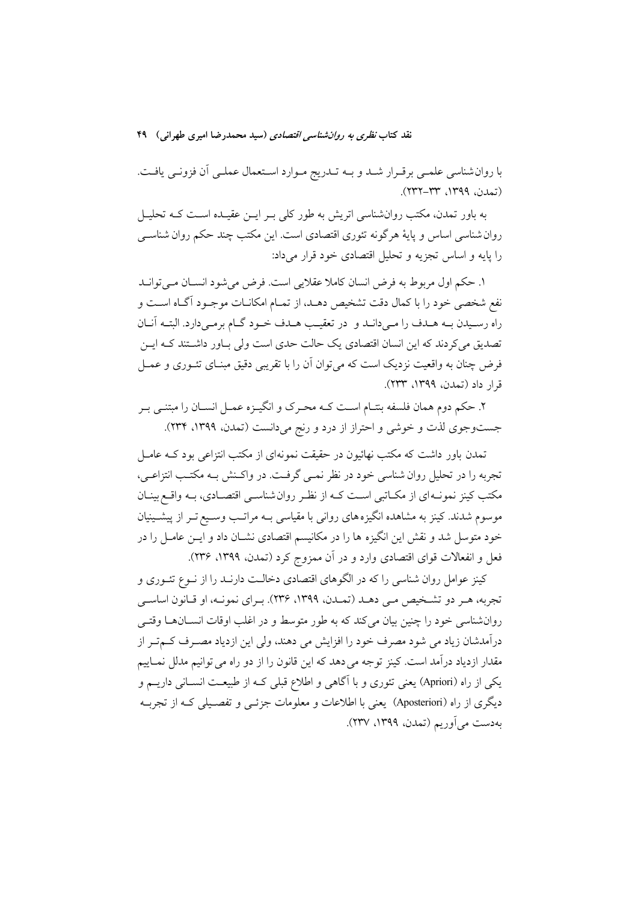با روان‌شناسی علمـی برقـرار شـد و بـه تـدریج مـوارد اسـتعمال عملـی آن فزونـی یافـت. (تمدن، ۱۳۹۹، ۳۳-۲۳۲).

به باور تمدن، مکتب روان‌شناسی اتریش به طور کلی بـر ایـن عقیـده اسـت کـه تحلیـل روان شناسی اساس و پایهٔ هرگونه تئوری اقتصادی است. این مکتب چند حکم روان شناسـی را پایه و اساس تجزیه و تحلیل اقتصادی خود قرار می‌داد:

۱. حکم اول مربوط به فرض انسان کاملا عقلایی است. فرض می‌شود انسـان مـی‌توانـد نفع شخصی خود را با کمال دقت تشخیص دهـد، از تمـام امکانـات موجـود آگـاه اسـت و راه رسـیدن بـه هـدف را مـی‌دانـد و در تعقیـب هـدف خـود گـام برمـی‌دارد. البتـه آنـان تصدیق می‌کردند که این انسان اقتصادی یک حالت حدی است ولی بـاور داشـتند کـه ایـن فرض چنان به واقعیت نزدیک است که می‌توان آن را با تقریبی دقیق مبنـای تئـوری و عمـل قرار داد (تمدن، ۱۳۹۹، ۲۳۳).

۲. حکم دوم همان فلسفه بنتـام اسـت کـه محـرک و انگیـزه عمـل انسـان را مبتنـی بـر جست‌وجوی لذت و خوشی و احتراز از درد و رنج می‌دانست (تمدن، ۱۳۹۹، ۲۳۴).

تمدن باور داشت که مکتب نهائیون در حقیقت نمونه‌ای از مکتب انتزاعی بود کـه عامـل تجربه را در تحلیل روان شناسی خود در نظر نمـی گرفـت. در واکـنش بـه مکتـب انتزاعـی، مکتب کینز نمونـه‌ای از مکـاتبی اسـت کـه از نظـر روان‌شناسـی اقتصـادی، بـه واقـع بینـان موسوم شدند. کینز به مشاهده انگیزه‌های روانی با مقیاسی بـه مراتـب وسـیع‌تـر از پیشـینیان خود متوسل شد و نقش این انگیزه ها را در مکانیسم اقتصادی نشـان داد و ایـن عامـل را در فعل و انفعالات قوای اقتصادی وارد و در آن ممزوج کرد (تمدن، ۱۳۹۹، ۲۳۶).

کینز عوامل روان شناسی را که در الگوهای اقتصادی دخالـت دارنـد را از نـوع تئـوری و تجربه، هـر دو تشـخیص مـی دهـد (تمـدن، ۱۳۹۹، ۲۳۶). بـرای نمونـه، او قـانون اساسـی روان‌شناسی خود را چنین بیان می‌کند که به طور متوسط و در اغلب اوقات انسـان‌هـا وقتـی درآمدشان زیاد می شود مصرف خود را افزایش می دهند، ولی این ازدیاد مصـرف کـم‌تـر از مقدار ازدیاد درآمد است. کینز توجه می‌دهد که این قانون را از دو راه می توانیم مدلل نمـاییم یکی از راه (Apriori) یعنی تئوری و با آگاهی و اطلاع قبلی کـه از طبیعـت انسـانی داریـم و دیگری از راه (Aposteriori) یعنی با اطلاعات و معلومات جزئـی و تفصـیلی کـه از تجربـه به‌دست می‌آوریم (تمدن، ۱۳۹۹، ۲۳۷).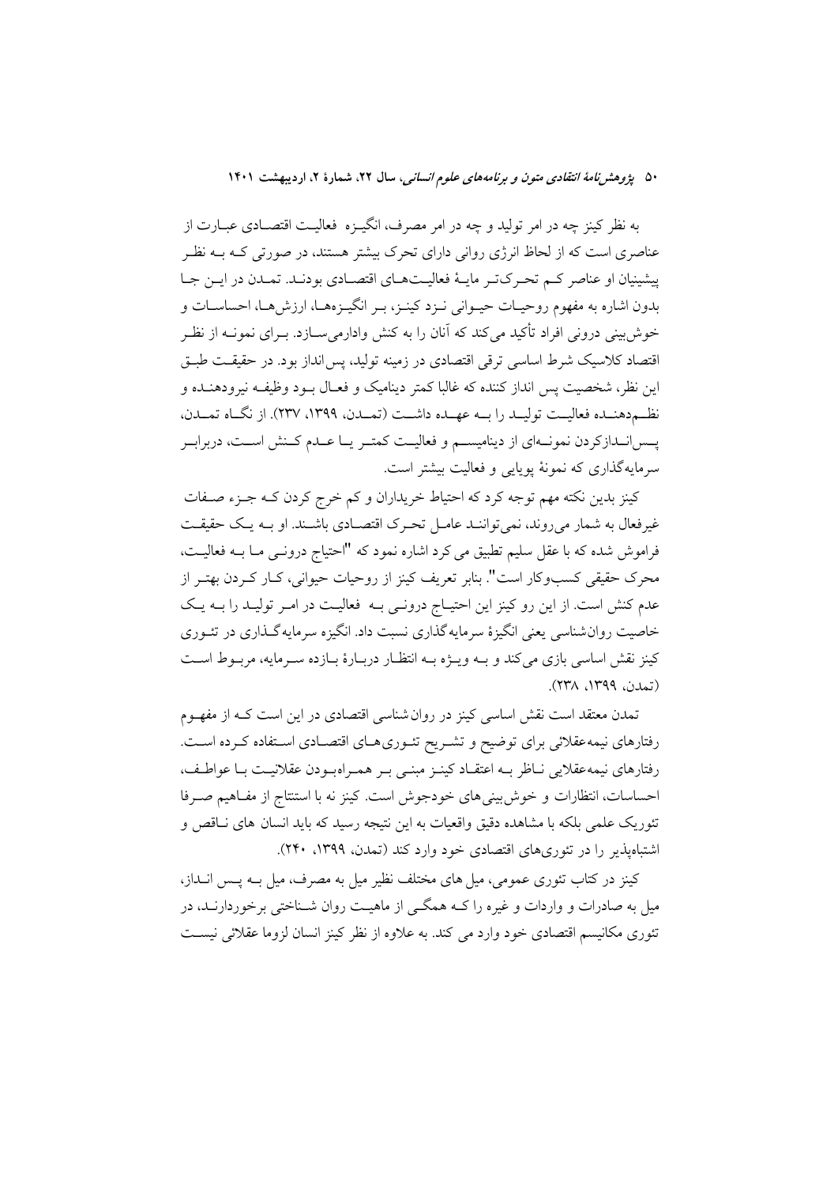به نظر کینز چه در امر تولید و چه در امر مصرف، انگیزه فعالیت اقتصادی عبارت از عناصری است که از لحاظ انرژی روانی دارای تحرک بیشتر هستند، در صورتی که به نظر پیشینیان او عناصر کم تحرک‌تر مایهٔ فعالیت‌های اقتصادی بودند. تمدن در این جا بدون اشاره به مفهوم روحیات حیوانی نزد کینز، بر انگیزه‌ها، ارزش‌ها، احساسات و خوش‌بینی درونی افراد تأکید می‌کند که آنان را به کنش وادارمی‌سازد. برای نمونه از نظر اقتصاد کلاسیک شرط اساسی ترقی اقتصادی در زمینه تولید، پس‌انداز بود. در حقیقت طبق این نظر، شخصیت پس انداز کننده که غالبا کمتر دینامیک و فعال بود وظیفه نیرودهنده و نظم‌دهنده فعالیت تولید را به عهده داشت (تمدن، ۱۳۹۹، ۲۳۷). از نگاه تمدن، پس‌اندازکردن نمونه‌ای از دینامیسم و فعالیت کمتر یا عدم کنش است، دربرابر سرمایه‌گذاری که نمونهٔ پویایی و فعالیت بیشتر است.

کینز بدین نکته مهم توجه کرد که احتیاط خریداران و کم خرج کردن که جزء صفات غیرفعال به شمار می‌روند، نمی‌توانند عامل تحرک اقتصادی باشند. او به یک حقیقت فراموش شده که با عقل سلیم تطبیق می کرد اشاره نمود که "احتیاج درونی ما به فعالیت، محرک حقیقی کسب‌وکار است". بنابر تعریف کینز از روحیات حیوانی، کار کردن بهتر از عدم کنش است. از این رو کینز این احتیاج درونی به فعالیت در امر تولید را به یک خاصیت روان‌شناسی یعنی انگیزهٔ سرمایه‌گذاری نسبت داد. انگیزه سرمایه‌گذاری در تئوری کینز نقش اساسی بازی می‌کند و به ویژه به انتظار دربارهٔ بازده سرمایه، مربوط است (تمدن، ۱۳۹۹، ۲۳۸).

تمدن معتقد است نقش اساسی کینز در روان‌شناسی اقتصادی در این است که از مفهوم رفتارهای نیمه‌عقلائی برای توضیح و تشریح تئوری‌های اقتصادی استفاده کرده است. رفتارهای نیمه‌عقلایی ناظر به اعتقاد کینز مبنی بر همراه‌بودن عقلانیت با عواطف، احساسات، انتظارات و خوش‌بینی‌های خودجوش است. کینز نه با استنتاج از مفاهیم صرفا تئوریک علمی بلکه با مشاهده دقیق واقعیات به این نتیجه رسید که باید انسان های ناقص و اشتباه‌پذیر را در تئوری‌های اقتصادی خود وارد کند (تمدن، ۱۳۹۹، ۲۴۰).

کینز در کتاب تئوری عمومی، میل های مختلف نظیر میل به مصرف، میل به پس انداز، میل به صادرات و واردات و غیره را که همگی از ماهیت روان شناختی برخوردارند، در تئوری مکانیسم اقتصادی خود وارد می کند. به علاوه از نظر کینز انسان لزوما عقلائی نیست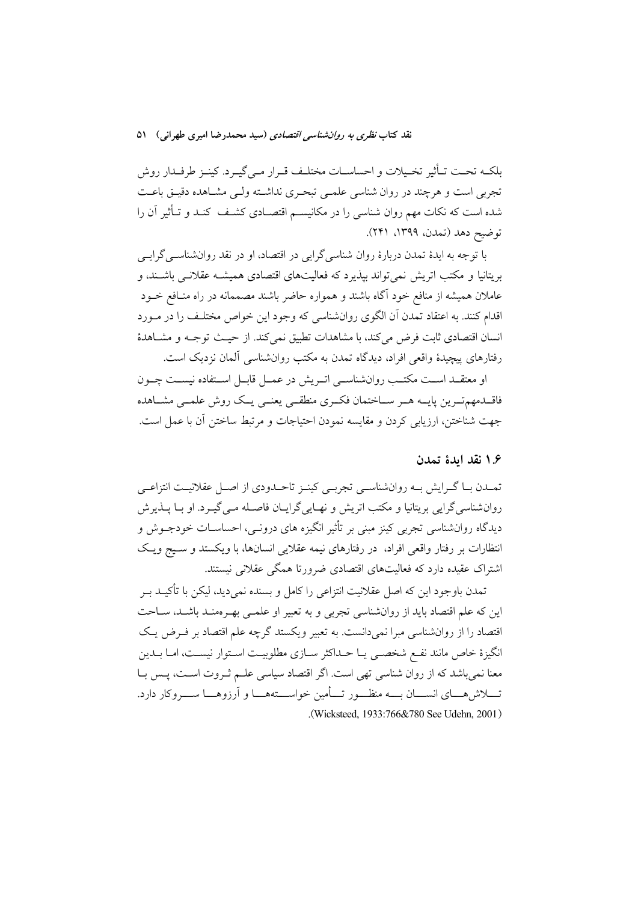بلکــه تحــت تــأثیر تخــیلات و احساســات مختلــف قــرار مــی‌گیــرد. کینــز طرفــدار روش تجربی است و هرچند در روان شناسی علمــی تبحــری نداشــته ولــی مشــاهده دقیــق باعــث شده است که نکات مهم روان شناسی را در مکانیســم اقتصــادی کشــف کنــد و تــأثیر آن را توضیح دهد (تمدن، ۱۳۹۹، ۲۴۱).

با توجه به ایدهٔ تمدن دربارهٔ روان شناسی‌گرایی در اقتصاد، او در نقد روان‌شناســی‌گرایــی بریتانیا و مکتب اتریش نمی‌تواند بپذیرد که فعالیت‌های اقتصادی همیشــه عقلانــی باشــند، و عاملان همیشه از منافع خود آگاه باشند و همواره حاضر باشند مصممانه در راه منــافع خــود اقدام کنند. به اعتقاد تمدن آن الگوی روان‌شناسی که وجود این خواص مختلــف را در مــورد انسان اقتصادی ثابت فرض می‌کند، با مشاهدات تطبیق نمی‌کند. از حیــث توجــه و مشــاهدهٔ رفتارهای پیچیدهٔ واقعی افراد، دیدگاه تمدن به مکتب روان‌شناسی آلمان نزدیک است.

او معتقــد اســت مکتــب روان‌شناســی اتــریش در عمــل قابــل اســتفاده نیســت چــون فاقــدمهم‌تــرین پایــه هــر ســاختمان فکــری منطقــی یعنــی یــک روش علمــی مشــاهده جهت شناختن، ارزیابی کردن و مقایسه نمودن احتیاجات و مرتبط ساختن آن با عمل است.

### ۱.۶ نقد ایدهٔ تمدن

تمــدن بــا گــرایش بــه روان‌شناســی تجربــی کینــز تاحــدودی از اصــل عقلانیــت انتزاعــی روان‌شناسی‌گرایی بریتانیا و مکتب اتریش و نهــایی‌گرایــان فاصــله مــی‌گیــرد. او بــا پــذیرش دیدگاه روان‌شناسی تجربی کینز مبنی بر تأثیر انگیزه های درونــی، احساســات خودجــوش و انتظارات بر رفتار واقعی افراد، در رفتارهای نیمه عقلایی انسان‌ها، با ویکستد و ســیج ویــک اشتراک عقیده دارد که فعالیت‌های اقتصادی ضرورتا همگی عقلانی نیستند.

تمدن باوجود این که اصل عقلانیت انتزاعی را کامل و بسنده نمی‌دید، لیکن با تأکیــد بــر این که علم اقتصاد باید از روان‌شناسی تجربی و به تعبیر او علمــی بهــره‌منــد باشــد، ســاحت اقتصاد را از روان‌شناسی مبرا نمی‌دانست. به تعبیر ویکستد گرچه علم اقتصاد بر فــرض یــک انگیزهٔ خاص مانند نفــع شخصــی یــا حــداکثر ســازی مطلوبیــت اســتوار نیســت، امــا بــدین معنا نمی‌باشد که از روان شناسی تهی است. اگر اقتصاد سیاسی علــم ثــروت اســت، پــس بــا تــــلاش‌هــــای انســــان بــــه منظــــور تــــأمین خواســــته‌هــــا و آرزوهــــا ســــروکار دارد. (Wicksteed, 1933:766&780 See Udehn, 2001).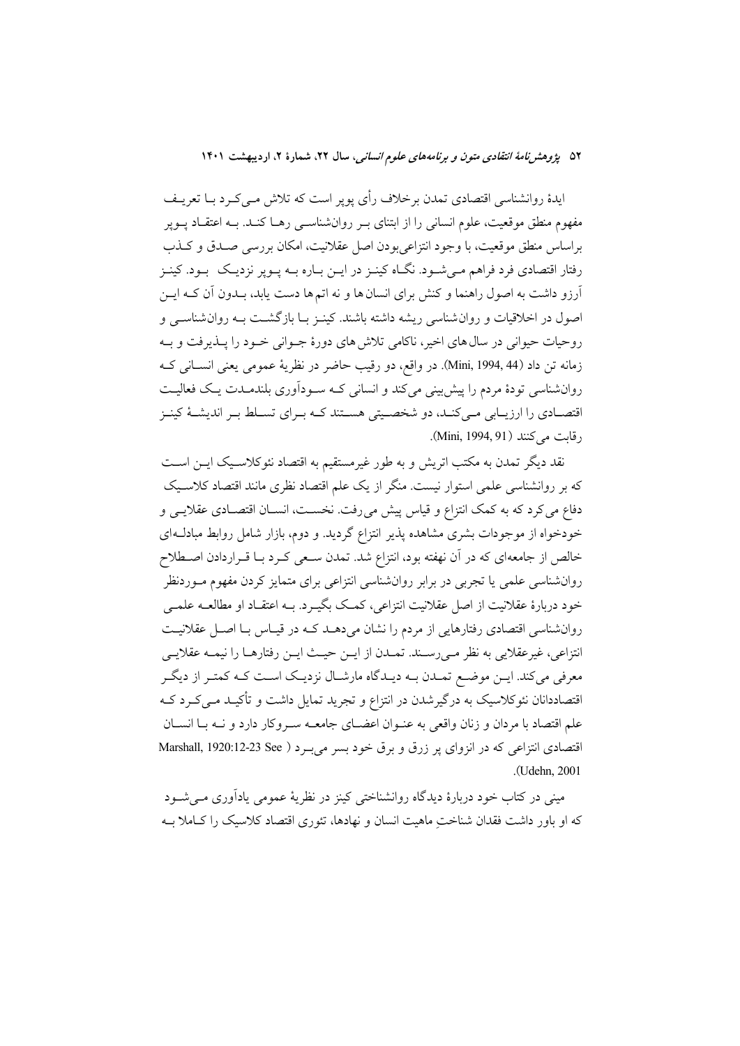ایدهٔ روانشناسی اقتصادی تمدن برخلاف رأی پوپر است که تلاش می‌کرد با تعریف مفهوم منطق موقعیت، علوم انسانی را از ابتنای بر روانشناسی رها کند. به اعتقاد پوپر براساس منطق موقعیت، با وجود انتزاعی‌بودن اصل عقلانیت، امکان بررسی صدق و کذب رفتار اقتصادی فرد فراهم می‌شود. نگاه کینز در این باره به پوپر نزدیک بود. کینز آرزو داشت به اصول راهنما و کنش برای انسان‌ها و نه اتم‌ها دست یابد، بدون آن که این اصول در اخلاقیات و روان‌شناسی ریشه داشته باشند. کینز با بازگشت به روان‌شناسی و روحیات حیوانی در سال‌های اخیر، ناکامی تلاش‌های دورهٔ جوانی خود را پذیرفت و به زمانه تن داد (Mini, 1994, 44). در واقع، دو رقیب حاضر در نظریهٔ عمومی یعنی انسانی که روان‌شناسی تودهٔ مردم را پیش‌بینی می‌کند و انسانی که سودآوری بلندمدت یک فعالیت اقتصادی را ارزیابی می‌کند، دو شخصیتی هستند که برای تسلط بر اندیشهٔ کینز رقابت می‌کنند (Mini, 1994, 91).

نقد دیگر تمدن به مکتب اتریش و به طور غیرمستقیم به اقتصاد نئوکلاسیک این است که بر روانشناسی علمی استوار نیست. منگر از یک علم اقتصاد نظری مانند اقتصاد کلاسیک دفاع می‌کرد که به کمک انتزاع و قیاس پیش می‌رفت. نخست، انسان اقتصادی عقلایی و خودخواه از موجودات بشری مشاهده پذیر انتزاع گردید. و دوم، بازار شامل روابط مبادله‌ای خالص از جامعه‌ای که در آن نهفته بود، انتزاع شد. تمدن سعی کرد با قراردادن اصطلاح روان‌شناسی علمی یا تجربی در برابر روان‌شناسی انتزاعی برای متمایز کردن مفهوم موردنظر خود دربارهٔ عقلانیت از اصل عقلانیت انتزاعی، کمک بگیرد. به اعتقاد او مطالعه علمی روان‌شناسی اقتصادی رفتارهایی از مردم را نشان می‌دهد که در قیاس با اصل عقلانیت انتزاعی، غیرعقلایی به نظر می‌رسند. تمدن از این حیث این رفتارها را نیمه عقلایی معرفی می‌کند. این موضع تمدن به دیدگاه مارشال نزدیک است که کمتر از دیگر اقتصاددانان نئوکلاسیک به درگیرشدن در انتزاع و تجرید تمایل داشت و تأکید می‌کرد که علم اقتصاد با مردان و زنان واقعی به عنوان اعضای جامعه سروکار دارد و نه با انسان اقتصادی انتزاعی که در انزوای پر زرق و برق خود بسر می‌برد ( See Marshall, 1920:12-23 .(Udehn, 2001

مینی در کتاب خود دربارهٔ دیدگاه روانشناختی کینز در نظریهٔ عمومی یادآوری می‌شود که او باور داشت فقدان شناختِ ماهیت انسان و نهادها، تئوری اقتصاد کلاسیک را کاملا به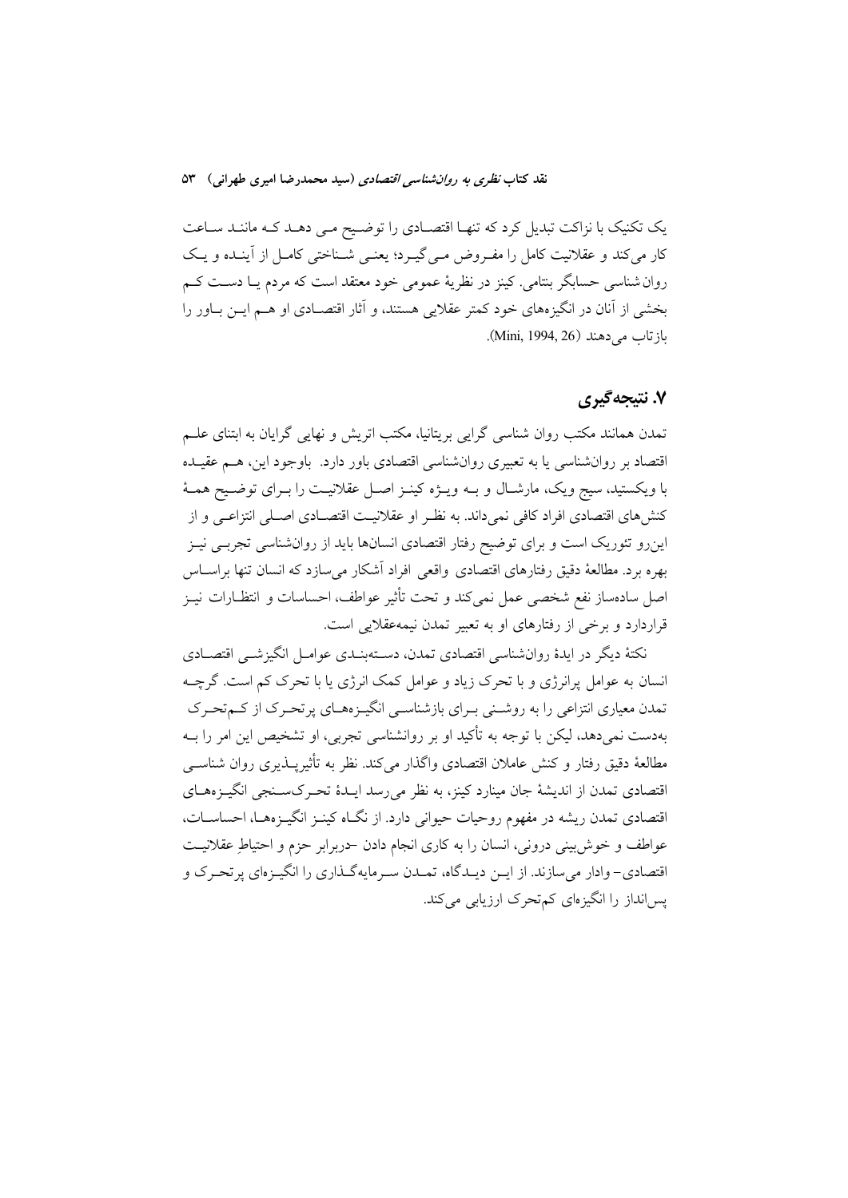یک تکنیک با نزاکت تبدیل کرد که تنها اقتصادی را توضیح می دهد که مانند ساعت کار می‌کند و عقلانیت کامل را مفروض می‌گیرد؛ یعنی شناختی کامل از آینده و یک روان‌شناسی حسابگر بنتامی. کینز در نظریهٔ عمومی خود معتقد است که مردم یا دست کم بخشی از آنان در انگیزه‌های خود کمتر عقلایی هستند، و آثار اقتصادی او هم این باور را بازتاب می‌دهند (Mini, 1994, 26).

## ۷. نتیجه‌گیری

تمدن همانند مکتب روان شناسی گرایی بریتانیا، مکتب اتریش و نهایی گرایان به ابتنای علم اقتصاد بر روان‌شناسی یا به تعبیری روان‌شناسی اقتصادی باور دارد. باوجود این، هم عقیده با ویکستید، سیج ویک، مارشال و به ویژه کینز اصل عقلانیت را برای توضیح همهٔ کنش‌های اقتصادی افراد کافی نمی‌داند. به نظر او عقلانیت اقتصادی اصلی انتزاعی و از این‌رو تئوریک است و برای توضیح رفتار اقتصادی انسان‌ها باید از روان‌شناسی تجربی نیز بهره برد. مطالعهٔ دقیق رفتارهای اقتصادی واقعی افراد آشکار می‌سازد که انسان تنها براساس اصل ساده‌ساز نفع شخصی عمل نمی‌کند و تحت تأثیر عواطف، احساسات و انتظارات نیز قراردارد و برخی از رفتارهای او به تعبیر تمدن نیمه‌عقلایی است.

نکتهٔ دیگر در ایدهٔ روان‌شناسی اقتصادی تمدن، دسته‌بندی عوامل انگیزشی اقتصادی انسان به عوامل پرانرژی و با تحرک زیاد و عوامل کمک انرژی یا با تحرک کم است. گرچه تمدن معیاری انتزاعی را به روشنی برای بازشناسی انگیزه‌های پرتحرک از کم‌تحرک به‌دست نمی‌دهد، لیکن با توجه به تأکید او بر روانشناسی تجربی، او تشخیص این امر را به مطالعهٔ دقیق رفتار و کنش عاملان اقتصادی واگذار می‌کند. نظر به تأثیرپذیری روان شناسی اقتصادی تمدن از اندیشهٔ جان مینارد کینز، به نظر می‌رسد ایدهٔ تحرک‌سنجی انگیزه‌های اقتصادی تمدن ریشه در مفهوم روحیات حیوانی دارد. از نگاه کینز انگیزه‌ها، احساسات، عواطف و خوش‌بینی درونی، انسان را به کاری انجام دادن –دربرابر حزم و احتیاطِ عقلانیت اقتصادی– وادار می‌سازند. از این دیدگاه، تمدن سرمایه‌گذاری را انگیزه‌ای پرتحرک و پس‌انداز را انگیزه‌ای کم‌تحرک ارزیابی می‌کند.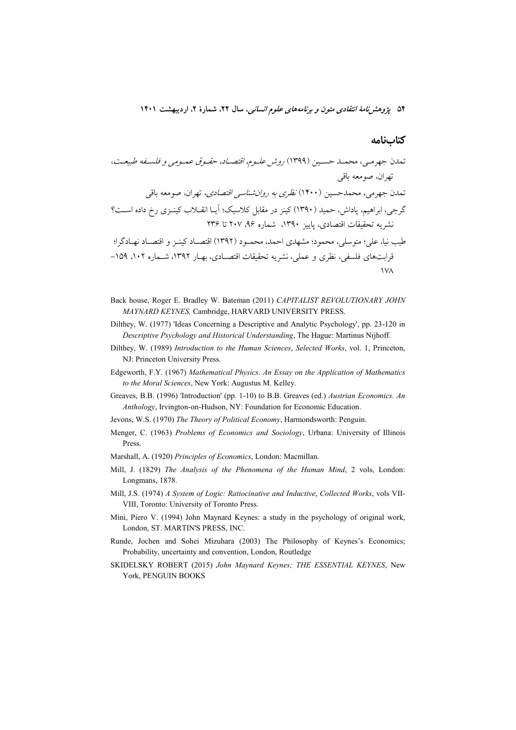## کتاب‌نامه

تمدن جهرمی، محمد حسین (۱۳۹۹) *روش علوم، اقتصاد، حقوق عمومی و فلسفه طبیعت*، تهران، صومعه باقی

تمدن جهرمی، محمدحسین (۱۴۰۰) *نظری به روان‌شناسی اقتصادی*، تهران، صومعه باقی

گرجی، ابراهیم، پاداش، حمید (۱۳۹۰) کینز در مقابل کلاسیک؛ آیا انقلاب کینزی رخ داده است؟ نشریه تحقیقات اقتصادی، پاییز ۱۳۹۰، شماره ۹۶، ۲۰۷ تا ۲۳۶

طیب نیا، علی؛ متوسلی، محمود؛ مشهدی احمد، محمود (۱۳۹۲) اقتصاد کینز و اقتصاد نهادگرا؛ قرابت‌های فلسفی، نظری و عملی، نشریه تحقیقات اقتصادی، بهار ۱۳۹۲، شماره ۱۰۲، ۱۵۹–۱۷۸

Back house, Roger E. Bradley W. Bateman (2011) *CAPITALIST REVOLUTIONARY JOHN MAYNARD KEYNES,* Cambridge, HARVARD UNIVERSITY PRESS.

Dilthey, W. (1977) 'Ideas Concerning a Descriptive and Analytic Psychology', pp. 23-120 in *Descriptive Psychology and Historical Understanding*, The Hague: Martinus Nijhoff.

Dilthey, W. (1989) *Introduction to the Human Sciences*, *Selected Works*, vol. 1, Princeton, NJ: Princeton University Press.

Edgeworth, F.Y. (1967) *Mathematical Physics. An Essay on the Application of Mathematics to the Moral Sciences*, New York: Augustus M. Kelley.

Greaves, B.B. (1996) 'Introduction' (pp. 1-10) to B.B. Greaves (ed.) *Austrian Economics. An Anthology*, Irvington-on-Hudson, NY: Foundation for Economic Education.

Jevons, W.S. (1970) *The Theory of Political Economy*, Harmondsworth: Penguin.

Menger, C. (1963) *Problems of Economics and Sociology*, Urbana: University of Illinois Press.

Marshall, A. (1920) *Principles of Economics*, London: Macmillan.

Mill, J. (1829) *The Analysis of the Phenomena of the Human Mind*, 2 vols, London: Longmans, 1878.

Mill, J.S. (1974) *A System of Logic: Ratiocinative and Inductive*, *Collected Works*, vols VII-VIII, Toronto: University of Toronto Press.

Mini, Piero V. (1994) John Maynard Keynes: a study in the psychology of original work, London, ST. MARTIN'S PRESS, INC.

Runde, Jochen and Sohei Mizuhara (2003) The Philosophy of Keynes's Economics; Probability, uncertainty and convention, London, Routledge

SKIDELSKY ROBERT (2015) *John Maynard Keynes; THE ESSENTIAL KEYNES*, New York, PENGUIN BOOKS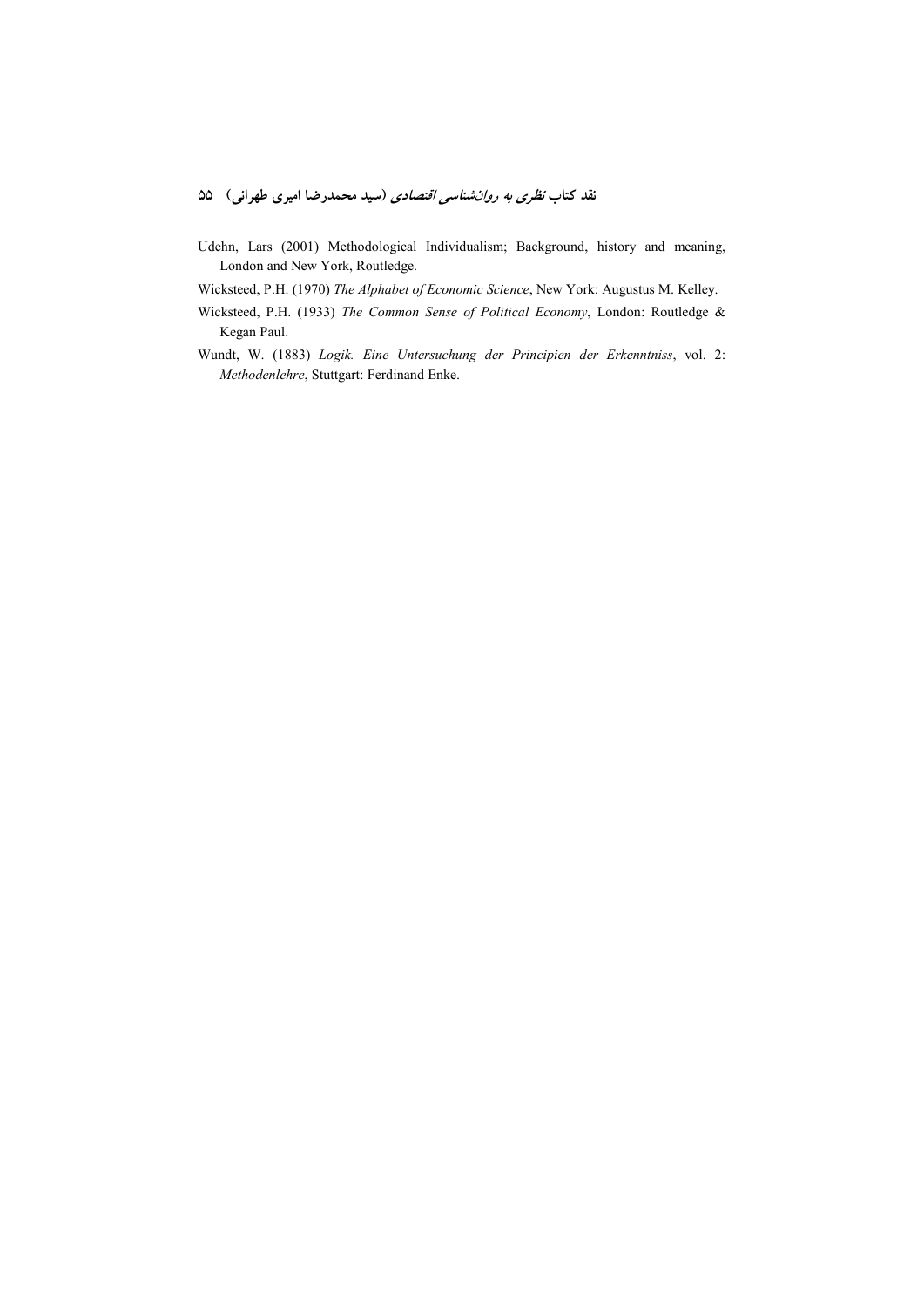Udehn, Lars (2001) Methodological Individualism; Background, history and meaning, London and New York, Routledge.

Wicksteed, P.H. (1970) *The Alphabet of Economic Science*, New York: Augustus M. Kelley.

Wicksteed, P.H. (1933) *The Common Sense of Political Economy*, London: Routledge & Kegan Paul.

Wundt, W. (1883) *Logik. Eine Untersuchung der Principien der Erkenntniss*, vol. 2: *Methodenlehre*, Stuttgart: Ferdinand Enke.